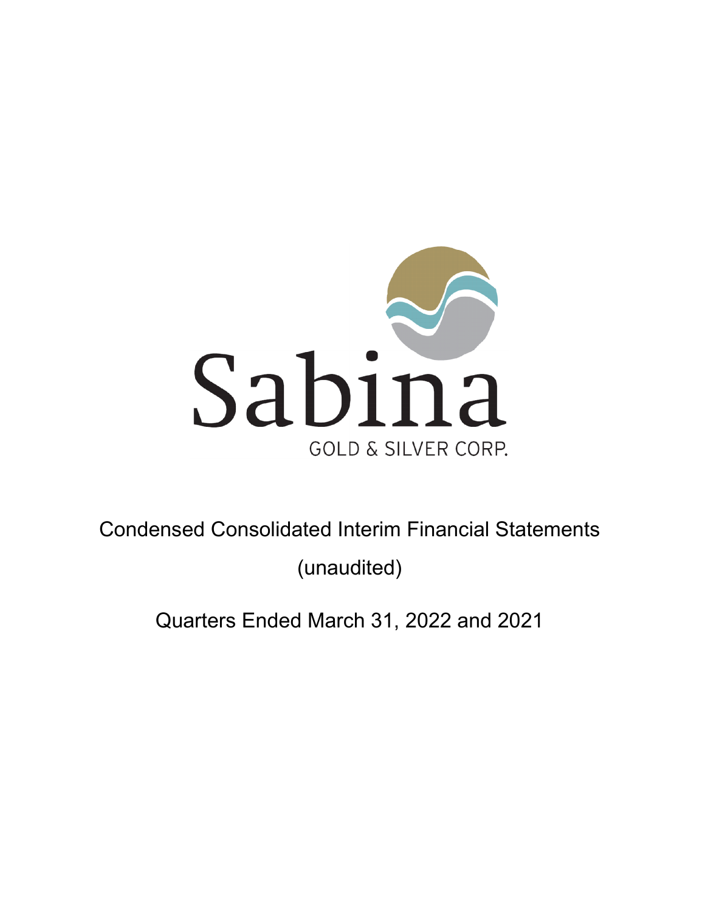Sabina

GOLD & SILVER CORP.

# Condensed Consolidated Interim Financial Statements

(unaudited)

Quarters Ended March 31, 2022 and 2021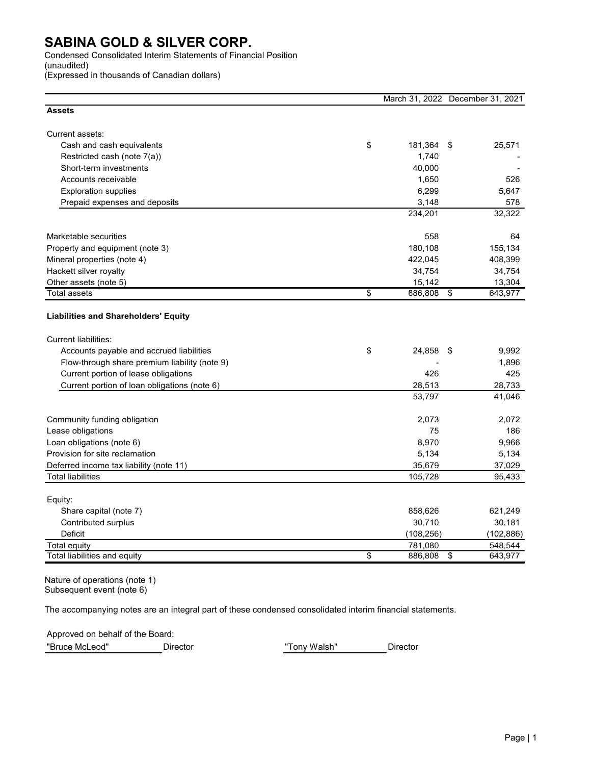# SABINA GOLD & SILVER CORP.

Condensed Consolidated Interim Statements of Financial Position
(unaudited)
(Expressed in thousands of Canadian dollars)

| | March 31, 2022 | December 31, 2021 |
|---|---|---|
| **Assets** | | |
| Current assets: | | |
| Cash and cash equivalents | $ 181,364 | $ 25,571 |
| Restricted cash (note 7(a)) | 1,740 | - |
| Short-term investments | 40,000 | - |
| Accounts receivable | 1,650 | 526 |
| Exploration supplies | 6,299 | 5,647 |
| Prepaid expenses and deposits | 3,148 | 578 |
| | 234,201 | 32,322 |
| Marketable securities | 558 | 64 |
| Property and equipment (note 3) | 180,108 | 155,134 |
| Mineral properties (note 4) | 422,045 | 408,399 |
| Hackett silver royalty | 34,754 | 34,754 |
| Other assets (note 5) | 15,142 | 13,304 |
| Total assets | $ 886,808 | $ 643,977 |
| **Liabilities and Shareholders' Equity** | | |
| Current liabilities: | | |
| Accounts payable and accrued liabilities | $ 24,858 | $ 9,992 |
| Flow-through share premium liability (note 9) | - | 1,896 |
| Current portion of lease obligations | 426 | 425 |
| Current portion of loan obligations (note 6) | 28,513 | 28,733 |
| | 53,797 | 41,046 |
| Community funding obligation | 2,073 | 2,072 |
| Lease obligations | 75 | 186 |
| Loan obligations (note 6) | 8,970 | 9,966 |
| Provision for site reclamation | 5,134 | 5,134 |
| Deferred income tax liability (note 11) | 35,679 | 37,029 |
| Total liabilities | 105,728 | 95,433 |
| Equity: | | |
| Share capital (note 7) | 858,626 | 621,249 |
| Contributed surplus | 30,710 | 30,181 |
| Deficit | (108,256) | (102,886) |
| Total equity | 781,080 | 548,544 |
| Total liabilities and equity | $ 886,808 | $ 643,977 |

Nature of operations (note 1)
Subsequent event (note 6)

The accompanying notes are an integral part of these condensed consolidated interim financial statements.

Approved on behalf of the Board:

"Bruce McLeod" Director "Tony Walsh" Director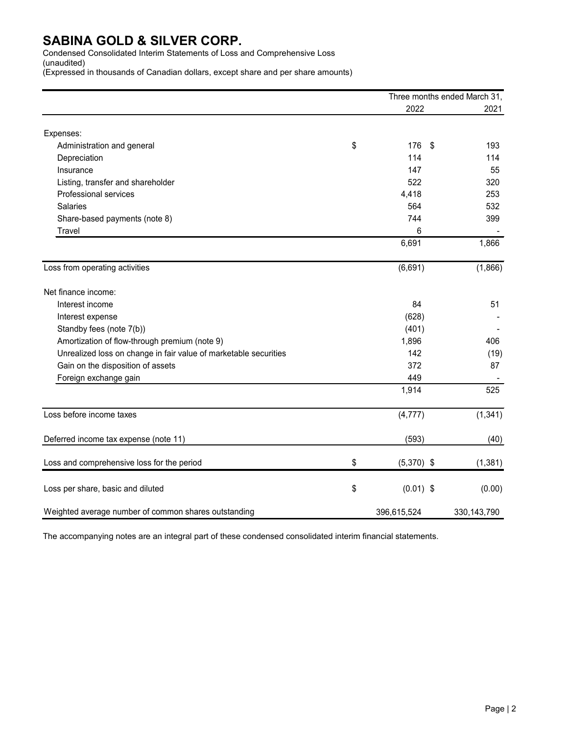# SABINA GOLD & SILVER CORP.

Condensed Consolidated Interim Statements of Loss and Comprehensive Loss
(unaudited)
(Expressed in thousands of Canadian dollars, except share and per share amounts)

| | Three months ended March 31, 2022 | 2021 |
|---|---|---|
| Expenses: | | |
| Administration and general | $ 176 | $ 193 |
| Depreciation | 114 | 114 |
| Insurance | 147 | 55 |
| Listing, transfer and shareholder | 522 | 320 |
| Professional services | 4,418 | 253 |
| Salaries | 564 | 532 |
| Share-based payments (note 8) | 744 | 399 |
| Travel | 6 | - |
| | 6,691 | 1,866 |
| Loss from operating activities | (6,691) | (1,866) |
| Net finance income: | | |
| Interest income | 84 | 51 |
| Interest expense | (628) | - |
| Standby fees (note 7(b)) | (401) | - |
| Amortization of flow-through premium (note 9) | 1,896 | 406 |
| Unrealized loss on change in fair value of marketable securities | 142 | (19) |
| Gain on the disposition of assets | 372 | 87 |
| Foreign exchange gain | 449 | - |
| | 1,914 | 525 |
| Loss before income taxes | (4,777) | (1,341) |
| Deferred income tax expense (note 11) | (593) | (40) |
| Loss and comprehensive loss for the period | $ (5,370) | $ (1,381) |
| Loss per share, basic and diluted | $ (0.01) | $ (0.00) |
| Weighted average number of common shares outstanding | 396,615,524 | 330,143,790 |

The accompanying notes are an integral part of these condensed consolidated interim financial statements.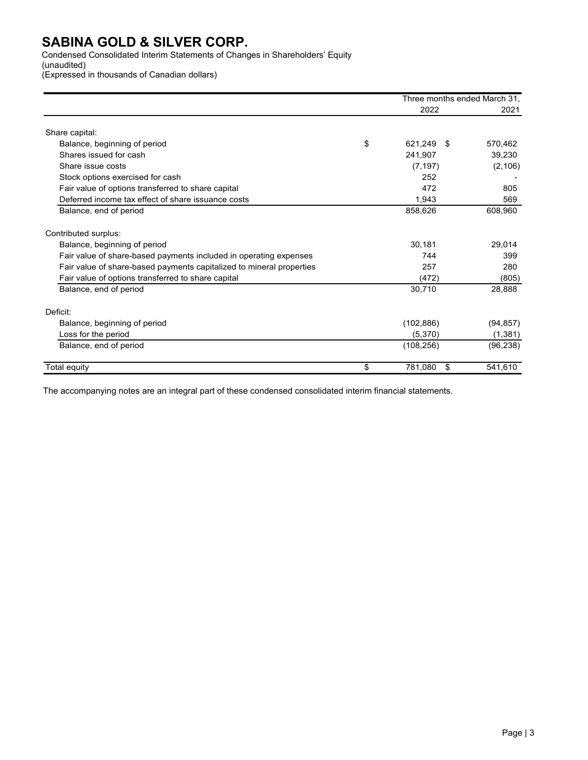# SABINA GOLD & SILVER CORP.

Condensed Consolidated Interim Statements of Changes in Shareholders' Equity
(unaudited)
(Expressed in thousands of Canadian dollars)

| | Three months ended March 31, | |
|---|---|---|
| | 2022 | 2021 |
| Share capital: | | |
| Balance, beginning of period | $ 621,249 | $ 570,462 |
| Shares issued for cash | 241,907 | 39,230 |
| Share issue costs | (7,197) | (2,106) |
| Stock options exercised for cash | 252 | - |
| Fair value of options transferred to share capital | 472 | 805 |
| Deferred income tax effect of share issuance costs | 1,943 | 569 |
| Balance, end of period | 858,626 | 608,960 |
| Contributed surplus: | | |
| Balance, beginning of period | 30,181 | 29,014 |
| Fair value of share-based payments included in operating expenses | 744 | 399 |
| Fair value of share-based payments capitalized to mineral properties | 257 | 280 |
| Fair value of options transferred to share capital | (472) | (805) |
| Balance, end of period | 30,710 | 28,888 |
| Deficit: | | |
| Balance, beginning of period | (102,886) | (94,857) |
| Loss for the period | (5,370) | (1,381) |
| Balance, end of period | (108,256) | (96,238) |
| Total equity | $ 781,080 | $ 541,610 |

The accompanying notes are an integral part of these condensed consolidated interim financial statements.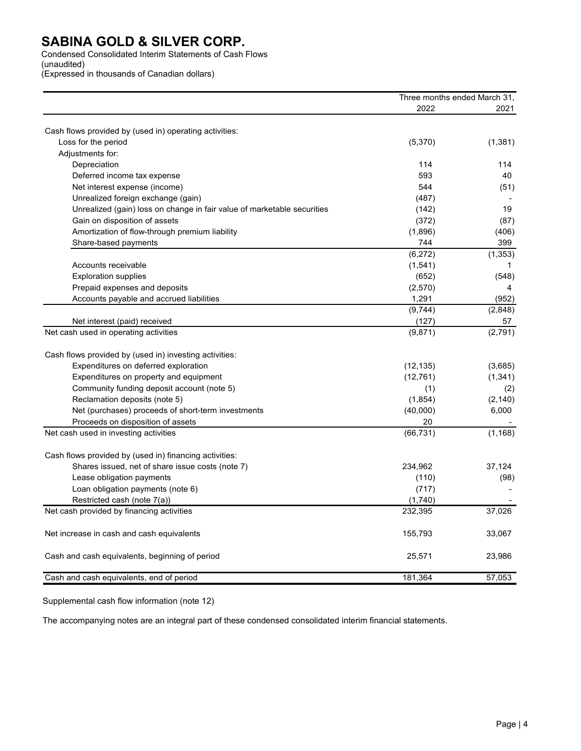# SABINA GOLD & SILVER CORP.

Condensed Consolidated Interim Statements of Cash Flows
(unaudited)
(Expressed in thousands of Canadian dollars)

| | Three months ended March 31, | |
|---|---|---|
| | 2022 | 2021 |
| Cash flows provided by (used in) operating activities: | | |
| Loss for the period | (5,370) | (1,381) |
| Adjustments for: | | |
| Depreciation | 114 | 114 |
| Deferred income tax expense | 593 | 40 |
| Net interest expense (income) | 544 | (51) |
| Unrealized foreign exchange (gain) | (487) | - |
| Unrealized (gain) loss on change in fair value of marketable securities | (142) | 19 |
| Gain on disposition of assets | (372) | (87) |
| Amortization of flow-through premium liability | (1,896) | (406) |
| Share-based payments | 744 | 399 |
| | (6,272) | (1,353) |
| Accounts receivable | (1,541) | 1 |
| Exploration supplies | (652) | (548) |
| Prepaid expenses and deposits | (2,570) | 4 |
| Accounts payable and accrued liabilities | 1,291 | (952) |
| | (9,744) | (2,848) |
| Net interest (paid) received | (127) | 57 |
| Net cash used in operating activities | (9,871) | (2,791) |
| Cash flows provided by (used in) investing activities: | | |
| Expenditures on deferred exploration | (12,135) | (3,685) |
| Expenditures on property and equipment | (12,761) | (1,341) |
| Community funding deposit account (note 5) | (1) | (2) |
| Reclamation deposits (note 5) | (1,854) | (2,140) |
| Net (purchases) proceeds of short-term investments | (40,000) | 6,000 |
| Proceeds on disposition of assets | 20 | - |
| Net cash used in investing activities | (66,731) | (1,168) |
| Cash flows provided by (used in) financing activities: | | |
| Shares issued, net of share issue costs (note 7) | 234,962 | 37,124 |
| Lease obligation payments | (110) | (98) |
| Loan obligation payments (note 6) | (717) | - |
| Restricted cash (note 7(a)) | (1,740) | - |
| Net cash provided by financing activities | 232,395 | 37,026 |
| Net increase in cash and cash equivalents | 155,793 | 33,067 |
| Cash and cash equivalents, beginning of period | 25,571 | 23,986 |
| Cash and cash equivalents, end of period | 181,364 | 57,053 |

Supplemental cash flow information (note 12)

The accompanying notes are an integral part of these condensed consolidated interim financial statements.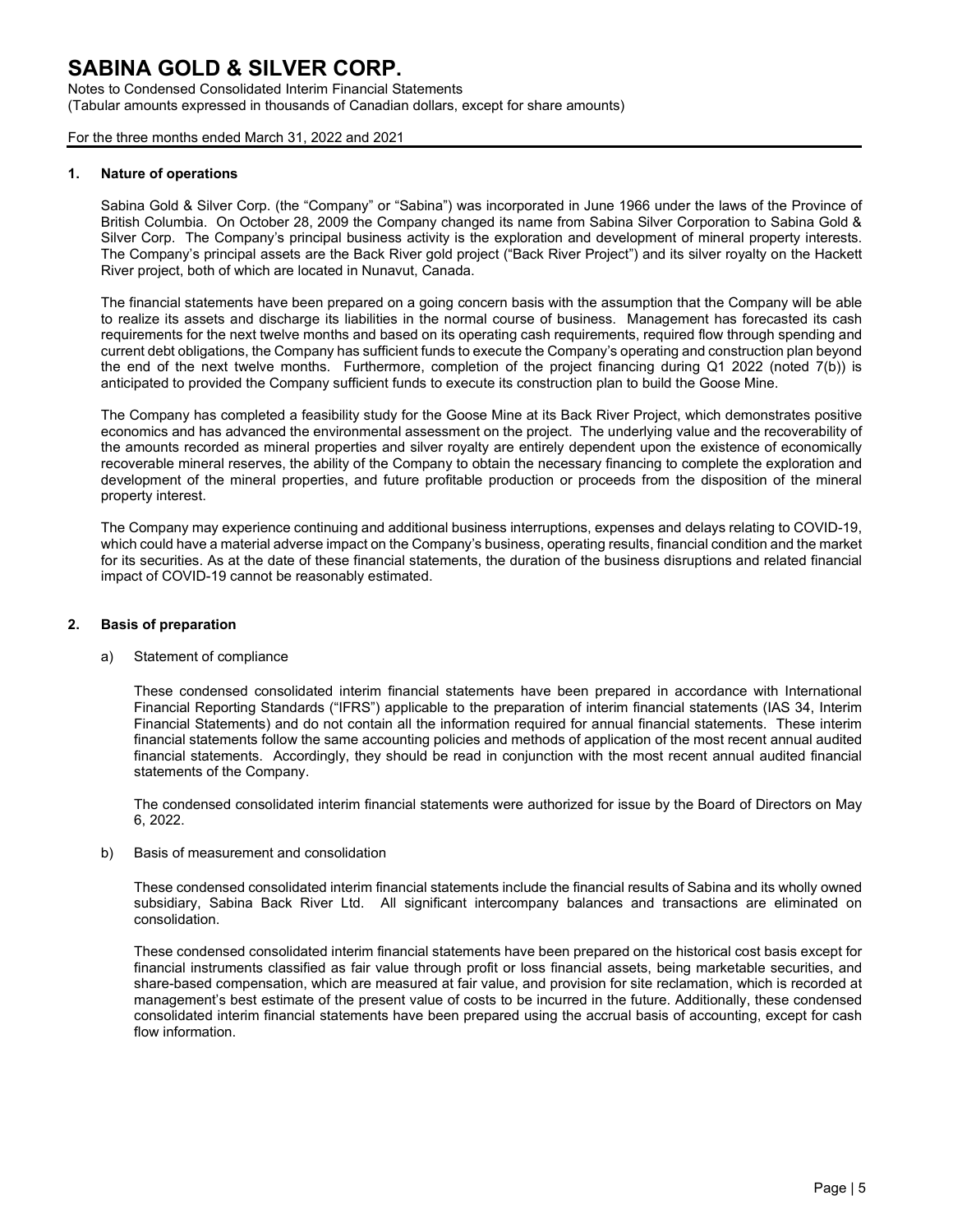# SABINA GOLD & SILVER CORP.

Notes to Condensed Consolidated Interim Financial Statements
(Tabular amounts expressed in thousands of Canadian dollars, except for share amounts)

For the three months ended March 31, 2022 and 2021

## 1. Nature of operations

Sabina Gold & Silver Corp. (the "Company" or "Sabina") was incorporated in June 1966 under the laws of the Province of British Columbia. On October 28, 2009 the Company changed its name from Sabina Silver Corporation to Sabina Gold & Silver Corp. The Company's principal business activity is the exploration and development of mineral property interests. The Company's principal assets are the Back River gold project ("Back River Project") and its silver royalty on the Hackett River project, both of which are located in Nunavut, Canada.

The financial statements have been prepared on a going concern basis with the assumption that the Company will be able to realize its assets and discharge its liabilities in the normal course of business. Management has forecasted its cash requirements for the next twelve months and based on its operating cash requirements, required flow through spending and current debt obligations, the Company has sufficient funds to execute the Company's operating and construction plan beyond the end of the next twelve months. Furthermore, completion of the project financing during Q1 2022 (noted 7(b)) is anticipated to provided the Company sufficient funds to execute its construction plan to build the Goose Mine.

The Company has completed a feasibility study for the Goose Mine at its Back River Project, which demonstrates positive economics and has advanced the environmental assessment on the project. The underlying value and the recoverability of the amounts recorded as mineral properties and silver royalty are entirely dependent upon the existence of economically recoverable mineral reserves, the ability of the Company to obtain the necessary financing to complete the exploration and development of the mineral properties, and future profitable production or proceeds from the disposition of the mineral property interest.

The Company may experience continuing and additional business interruptions, expenses and delays relating to COVID-19, which could have a material adverse impact on the Company's business, operating results, financial condition and the market for its securities. As at the date of these financial statements, the duration of the business disruptions and related financial impact of COVID-19 cannot be reasonably estimated.

## 2. Basis of preparation

a) Statement of compliance

These condensed consolidated interim financial statements have been prepared in accordance with International Financial Reporting Standards ("IFRS") applicable to the preparation of interim financial statements (IAS 34, Interim Financial Statements) and do not contain all the information required for annual financial statements. These interim financial statements follow the same accounting policies and methods of application of the most recent annual audited financial statements. Accordingly, they should be read in conjunction with the most recent annual audited financial statements of the Company.

The condensed consolidated interim financial statements were authorized for issue by the Board of Directors on May 6, 2022.

b) Basis of measurement and consolidation

These condensed consolidated interim financial statements include the financial results of Sabina and its wholly owned subsidiary, Sabina Back River Ltd. All significant intercompany balances and transactions are eliminated on consolidation.

These condensed consolidated interim financial statements have been prepared on the historical cost basis except for financial instruments classified as fair value through profit or loss financial assets, being marketable securities, and share-based compensation, which are measured at fair value, and provision for site reclamation, which is recorded at management's best estimate of the present value of costs to be incurred in the future. Additionally, these condensed consolidated interim financial statements have been prepared using the accrual basis of accounting, except for cash flow information.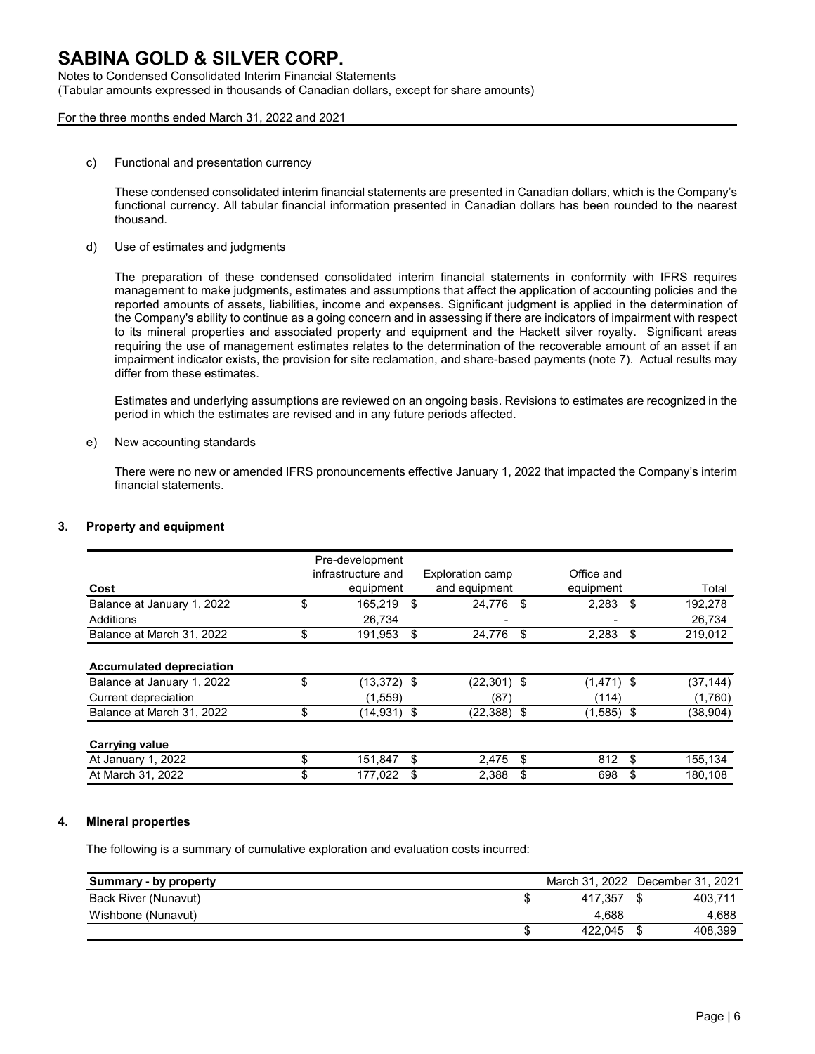c) Functional and presentation currency

These condensed consolidated interim financial statements are presented in Canadian dollars, which is the Company's functional currency. All tabular financial information presented in Canadian dollars has been rounded to the nearest thousand.

d) Use of estimates and judgments

The preparation of these condensed consolidated interim financial statements in conformity with IFRS requires management to make judgments, estimates and assumptions that affect the application of accounting policies and the reported amounts of assets, liabilities, income and expenses. Significant judgment is applied in the determination of the Company's ability to continue as a going concern and in assessing if there are indicators of impairment with respect to its mineral properties and associated property and equipment and the Hackett silver royalty. Significant areas requiring the use of management estimates relates to the determination of the recoverable amount of an asset if an impairment indicator exists, the provision for site reclamation, and share-based payments (note 7). Actual results may differ from these estimates.

Estimates and underlying assumptions are reviewed on an ongoing basis. Revisions to estimates are recognized in the period in which the estimates are revised and in any future periods affected.

e) New accounting standards

There were no new or amended IFRS pronouncements effective January 1, 2022 that impacted the Company's interim financial statements.

## 3. Property and equipment

| Cost | Pre-development infrastructure and equipment | Exploration camp and equipment | Office and equipment | Total |
|---|---|---|---|---|
| Balance at January 1, 2022 | $ 165,219 | $ 24,776 | $ 2,283 | $ 192,278 |
| Additions | 26,734 | - | - | 26,734 |
| Balance at March 31, 2022 | $ 191,953 | $ 24,776 | $ 2,283 | $ 219,012 |
| **Accumulated depreciation** | | | | |
| Balance at January 1, 2022 | $ (13,372) | $ (22,301) | $ (1,471) | $ (37,144) |
| Current depreciation | (1,559) | (87) | (114) | (1,760) |
| Balance at March 31, 2022 | $ (14,931) | $ (22,388) | $ (1,585) | $ (38,904) |
| **Carrying value** | | | | |
| At January 1, 2022 | $ 151,847 | $ 2,475 | $ 812 | $ 155,134 |
| At March 31, 2022 | $ 177,022 | $ 2,388 | $ 698 | $ 180,108 |

## 4. Mineral properties

The following is a summary of cumulative exploration and evaluation costs incurred:

| Summary - by property | March 31, 2022 | December 31, 2021 |
|---|---|---|
| Back River (Nunavut) | $ 417,357 | $ 403,711 |
| Wishbone (Nunavut) | 4,688 | 4,688 |
| | $ 422,045 | $ 408,399 |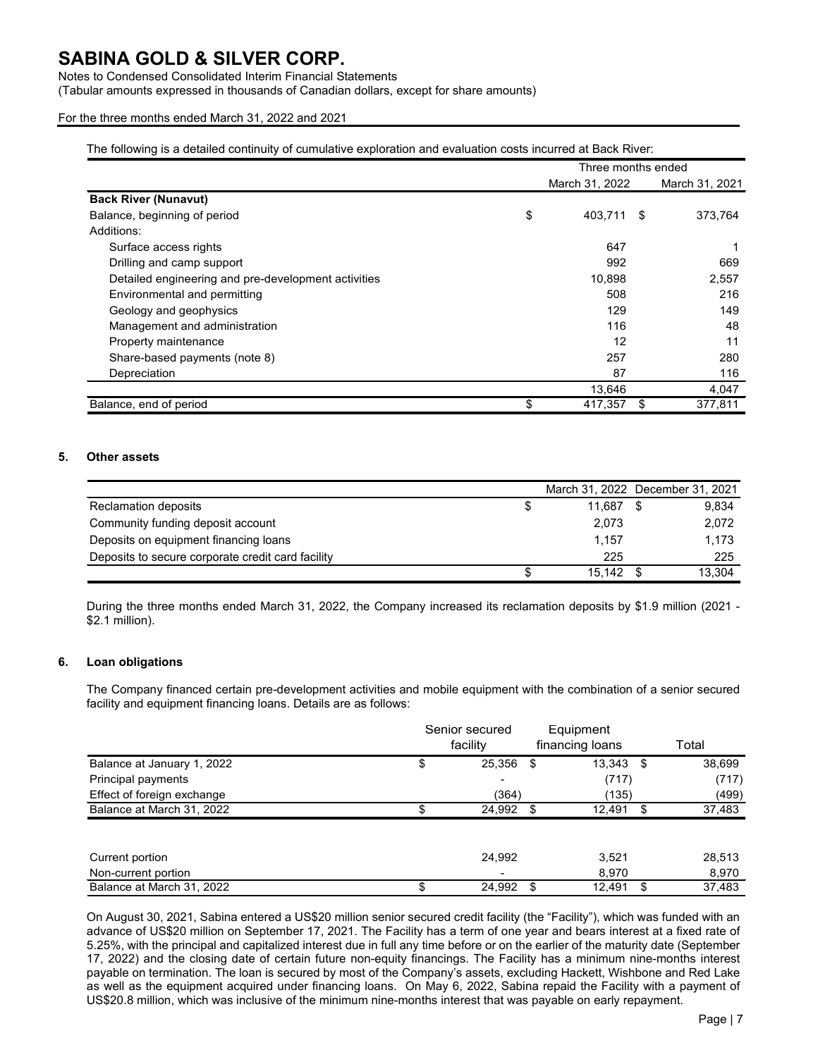The following is a detailed continuity of cumulative exploration and evaluation costs incurred at Back River:

| | Three months ended | |
|---|---|---|
| | March 31, 2022 | March 31, 2021 |
| **Back River (Nunavut)** | | |
| Balance, beginning of period | $ 403,711 | $ 373,764 |
| Additions: | | |
| Surface access rights | 647 | 1 |
| Drilling and camp support | 992 | 669 |
| Detailed engineering and pre-development activities | 10,898 | 2,557 |
| Environmental and permitting | 508 | 216 |
| Geology and geophysics | 129 | 149 |
| Management and administration | 116 | 48 |
| Property maintenance | 12 | 11 |
| Share-based payments (note 8) | 257 | 280 |
| Depreciation | 87 | 116 |
| | 13,646 | 4,047 |
| Balance, end of period | $ 417,357 | $ 377,811 |

## 5. Other assets

| | March 31, 2022 | December 31, 2021 |
|---|---|---|
| Reclamation deposits | $ 11,687 | $ 9,834 |
| Community funding deposit account | 2,073 | 2,072 |
| Deposits on equipment financing loans | 1,157 | 1,173 |
| Deposits to secure corporate credit card facility | 225 | 225 |
| | $ 15,142 | $ 13,304 |

During the three months ended March 31, 2022, the Company increased its reclamation deposits by $1.9 million (2021 - $2.1 million).

## 6. Loan obligations

The Company financed certain pre-development activities and mobile equipment with the combination of a senior secured facility and equipment financing loans. Details are as follows:

| | Senior secured facility | Equipment financing loans | Total |
|---|---|---|---|
| Balance at January 1, 2022 | $ 25,356 | $ 13,343 | $ 38,699 |
| Principal payments | - | (717) | (717) |
| Effect of foreign exchange | (364) | (135) | (499) |
| Balance at March 31, 2022 | $ 24,992 | $ 12,491 | $ 37,483 |
| | | | |
| Current portion | 24,992 | 3,521 | 28,513 |
| Non-current portion | - | 8,970 | 8,970 |
| Balance at March 31, 2022 | $ 24,992 | $ 12,491 | $ 37,483 |

On August 30, 2021, Sabina entered a US$20 million senior secured credit facility (the "Facility"), which was funded with an advance of US$20 million on September 17, 2021. The Facility has a term of one year and bears interest at a fixed rate of 5.25%, with the principal and capitalized interest due in full any time before or on the earlier of the maturity date (September 17, 2022) and the closing date of certain future non-equity financings. The Facility has a minimum nine-months interest payable on termination. The loan is secured by most of the Company's assets, excluding Hackett, Wishbone and Red Lake as well as the equipment acquired under financing loans. On May 6, 2022, Sabina repaid the Facility with a payment of US$20.8 million, which was inclusive of the minimum nine-months interest that was payable on early repayment.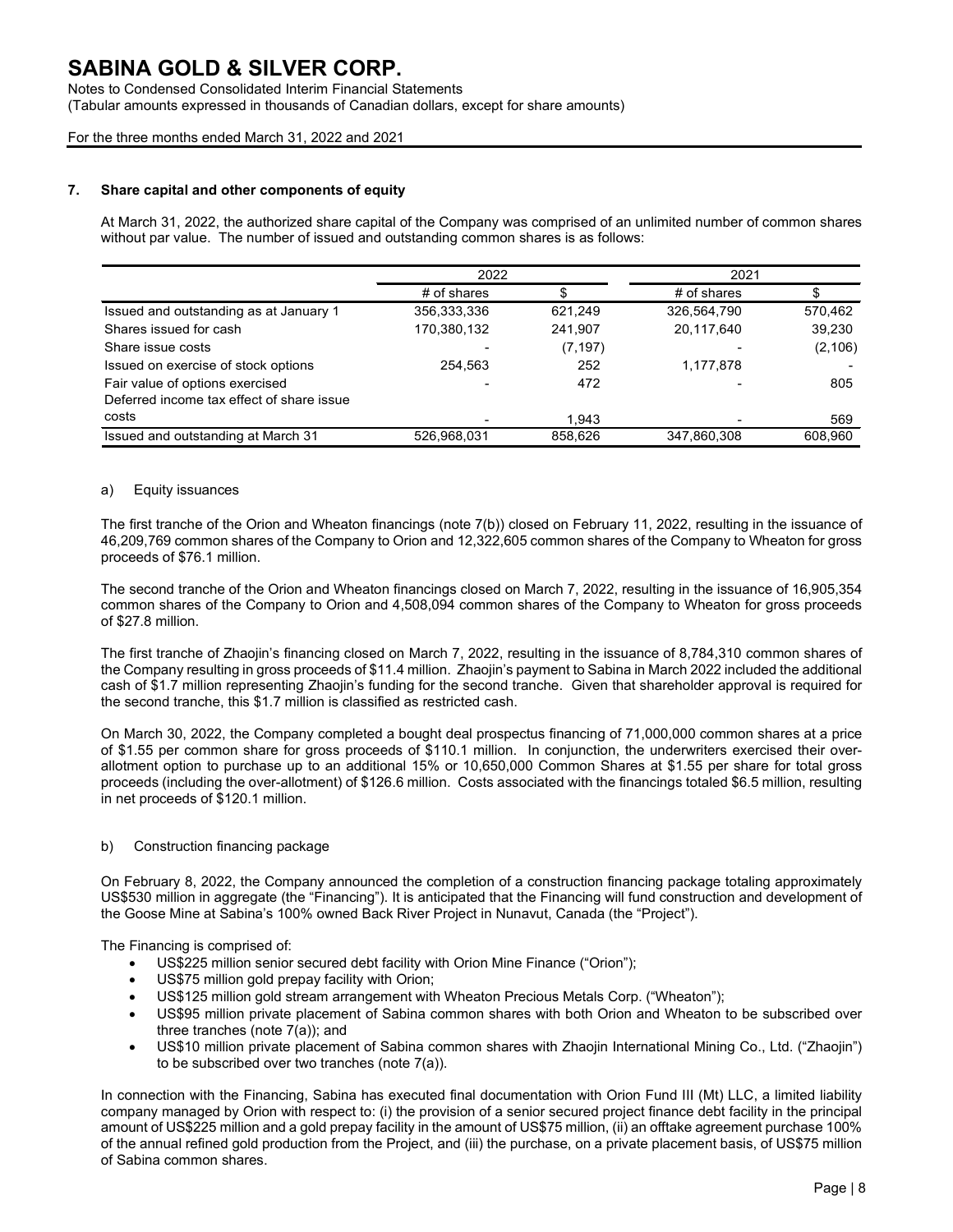# SABINA GOLD & SILVER CORP.

Notes to Condensed Consolidated Interim Financial Statements
(Tabular amounts expressed in thousands of Canadian dollars, except for share amounts)

For the three months ended March 31, 2022 and 2021

## 7. Share capital and other components of equity

At March 31, 2022, the authorized share capital of the Company was comprised of an unlimited number of common shares without par value. The number of issued and outstanding common shares is as follows:

| | 2022 | | 2021 | |
|---|---|---|---|---|
| | # of shares | $ | # of shares | $ |
| Issued and outstanding as at January 1 | 356,333,336 | 621,249 | 326,564,790 | 570,462 |
| Shares issued for cash | 170,380,132 | 241,907 | 20,117,640 | 39,230 |
| Share issue costs | - | (7,197) | - | (2,106) |
| Issued on exercise of stock options | 254,563 | 252 | 1,177,878 | - |
| Fair value of options exercised | - | 472 | - | 805 |
| Deferred income tax effect of share issue costs | - | 1,943 | - | 569 |
| Issued and outstanding at March 31 | 526,968,031 | 858,626 | 347,860,308 | 608,960 |

### a) Equity issuances

The first tranche of the Orion and Wheaton financings (note 7(b)) closed on February 11, 2022, resulting in the issuance of 46,209,769 common shares of the Company to Orion and 12,322,605 common shares of the Company to Wheaton for gross proceeds of $76.1 million.

The second tranche of the Orion and Wheaton financings closed on March 7, 2022, resulting in the issuance of 16,905,354 common shares of the Company to Orion and 4,508,094 common shares of the Company to Wheaton for gross proceeds of $27.8 million.

The first tranche of Zhaojin's financing closed on March 7, 2022, resulting in the issuance of 8,784,310 common shares of the Company resulting in gross proceeds of $11.4 million. Zhaojin's payment to Sabina in March 2022 included the additional cash of $1.7 million representing Zhaojin's funding for the second tranche. Given that shareholder approval is required for the second tranche, this $1.7 million is classified as restricted cash.

On March 30, 2022, the Company completed a bought deal prospectus financing of 71,000,000 common shares at a price of $1.55 per common share for gross proceeds of $110.1 million. In conjunction, the underwriters exercised their over-allotment option to purchase up to an additional 15% or 10,650,000 Common Shares at $1.55 per share for total gross proceeds (including the over-allotment) of $126.6 million. Costs associated with the financings totaled $6.5 million, resulting in net proceeds of $120.1 million.

### b) Construction financing package

On February 8, 2022, the Company announced the completion of a construction financing package totaling approximately US$530 million in aggregate (the "Financing"). It is anticipated that the Financing will fund construction and development of the Goose Mine at Sabina's 100% owned Back River Project in Nunavut, Canada (the "Project").

The Financing is comprised of:

- US$225 million senior secured debt facility with Orion Mine Finance ("Orion");
- US$75 million gold prepay facility with Orion;
- US$125 million gold stream arrangement with Wheaton Precious Metals Corp. ("Wheaton");
- US$95 million private placement of Sabina common shares with both Orion and Wheaton to be subscribed over three tranches (note 7(a)); and
- US$10 million private placement of Sabina common shares with Zhaojin International Mining Co., Ltd. ("Zhaojin") to be subscribed over two tranches (note 7(a)).

In connection with the Financing, Sabina has executed final documentation with Orion Fund III (Mt) LLC, a limited liability company managed by Orion with respect to: (i) the provision of a senior secured project finance debt facility in the principal amount of US$225 million and a gold prepay facility in the amount of US$75 million, (ii) an offtake agreement purchase 100% of the annual refined gold production from the Project, and (iii) the purchase, on a private placement basis, of US$75 million of Sabina common shares.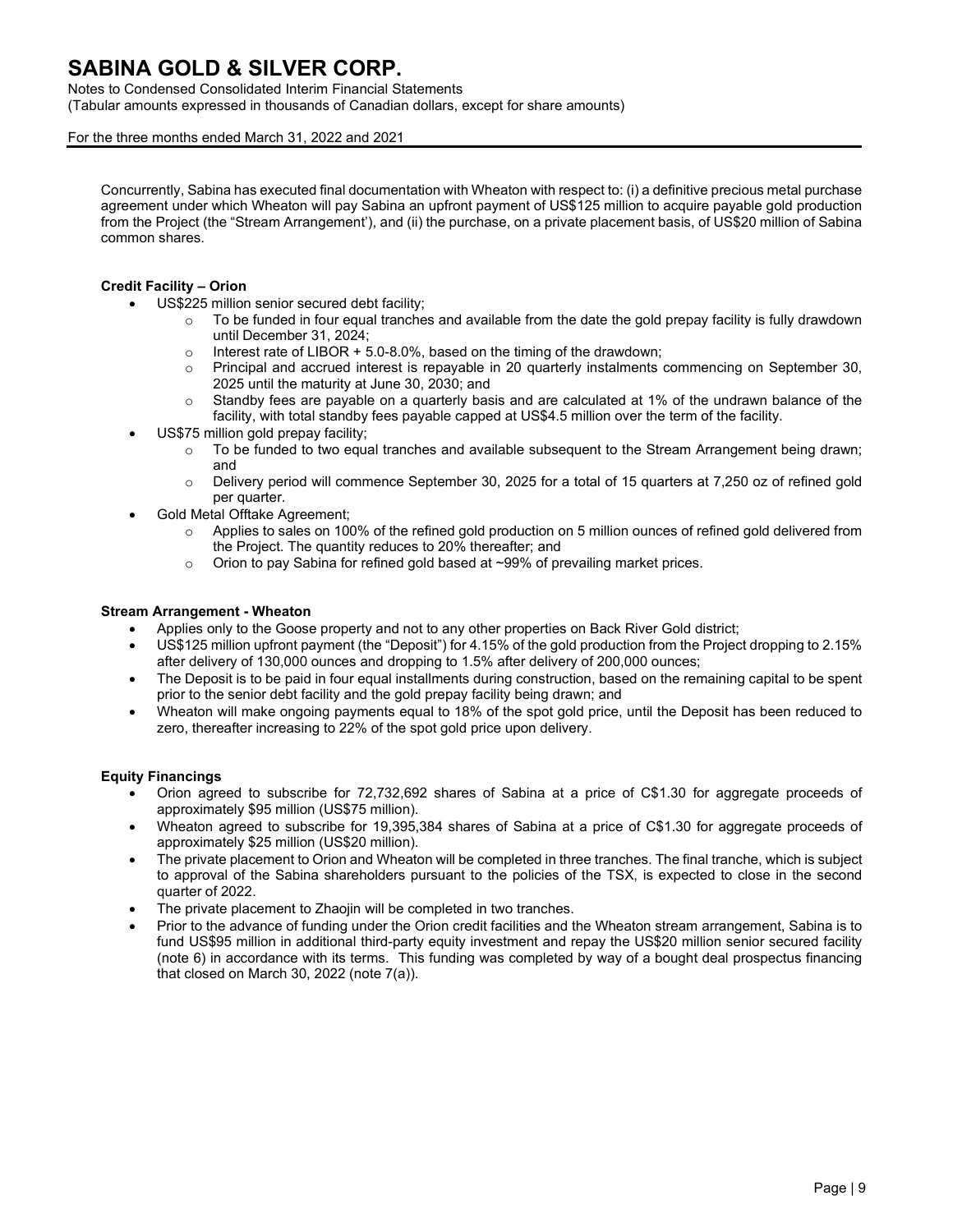Concurrently, Sabina has executed final documentation with Wheaton with respect to: (i) a definitive precious metal purchase agreement under which Wheaton will pay Sabina an upfront payment of US$125 million to acquire payable gold production from the Project (the "Stream Arrangement'), and (ii) the purchase, on a private placement basis, of US$20 million of Sabina common shares.

**Credit Facility – Orion**

- US$225 million senior secured debt facility;
  - To be funded in four equal tranches and available from the date the gold prepay facility is fully drawdown until December 31, 2024;
  - Interest rate of LIBOR + 5.0-8.0%, based on the timing of the drawdown;
  - Principal and accrued interest is repayable in 20 quarterly instalments commencing on September 30, 2025 until the maturity at June 30, 2030; and
  - Standby fees are payable on a quarterly basis and are calculated at 1% of the undrawn balance of the facility, with total standby fees payable capped at US$4.5 million over the term of the facility.
- US$75 million gold prepay facility;
  - To be funded to two equal tranches and available subsequent to the Stream Arrangement being drawn; and
  - Delivery period will commence September 30, 2025 for a total of 15 quarters at 7,250 oz of refined gold per quarter.
- Gold Metal Offtake Agreement;
  - Applies to sales on 100% of the refined gold production on 5 million ounces of refined gold delivered from the Project. The quantity reduces to 20% thereafter; and
  - Orion to pay Sabina for refined gold based at ~99% of prevailing market prices.

**Stream Arrangement - Wheaton**

- Applies only to the Goose property and not to any other properties on Back River Gold district;
- US$125 million upfront payment (the "Deposit") for 4.15% of the gold production from the Project dropping to 2.15% after delivery of 130,000 ounces and dropping to 1.5% after delivery of 200,000 ounces;
- The Deposit is to be paid in four equal installments during construction, based on the remaining capital to be spent prior to the senior debt facility and the gold prepay facility being drawn; and
- Wheaton will make ongoing payments equal to 18% of the spot gold price, until the Deposit has been reduced to zero, thereafter increasing to 22% of the spot gold price upon delivery.

**Equity Financings**

- Orion agreed to subscribe for 72,732,692 shares of Sabina at a price of C$1.30 for aggregate proceeds of approximately $95 million (US$75 million).
- Wheaton agreed to subscribe for 19,395,384 shares of Sabina at a price of C$1.30 for aggregate proceeds of approximately $25 million (US$20 million).
- The private placement to Orion and Wheaton will be completed in three tranches. The final tranche, which is subject to approval of the Sabina shareholders pursuant to the policies of the TSX, is expected to close in the second quarter of 2022.
- The private placement to Zhaojin will be completed in two tranches.
- Prior to the advance of funding under the Orion credit facilities and the Wheaton stream arrangement, Sabina is to fund US$95 million in additional third-party equity investment and repay the US$20 million senior secured facility (note 6) in accordance with its terms. This funding was completed by way of a bought deal prospectus financing that closed on March 30, 2022 (note 7(a)).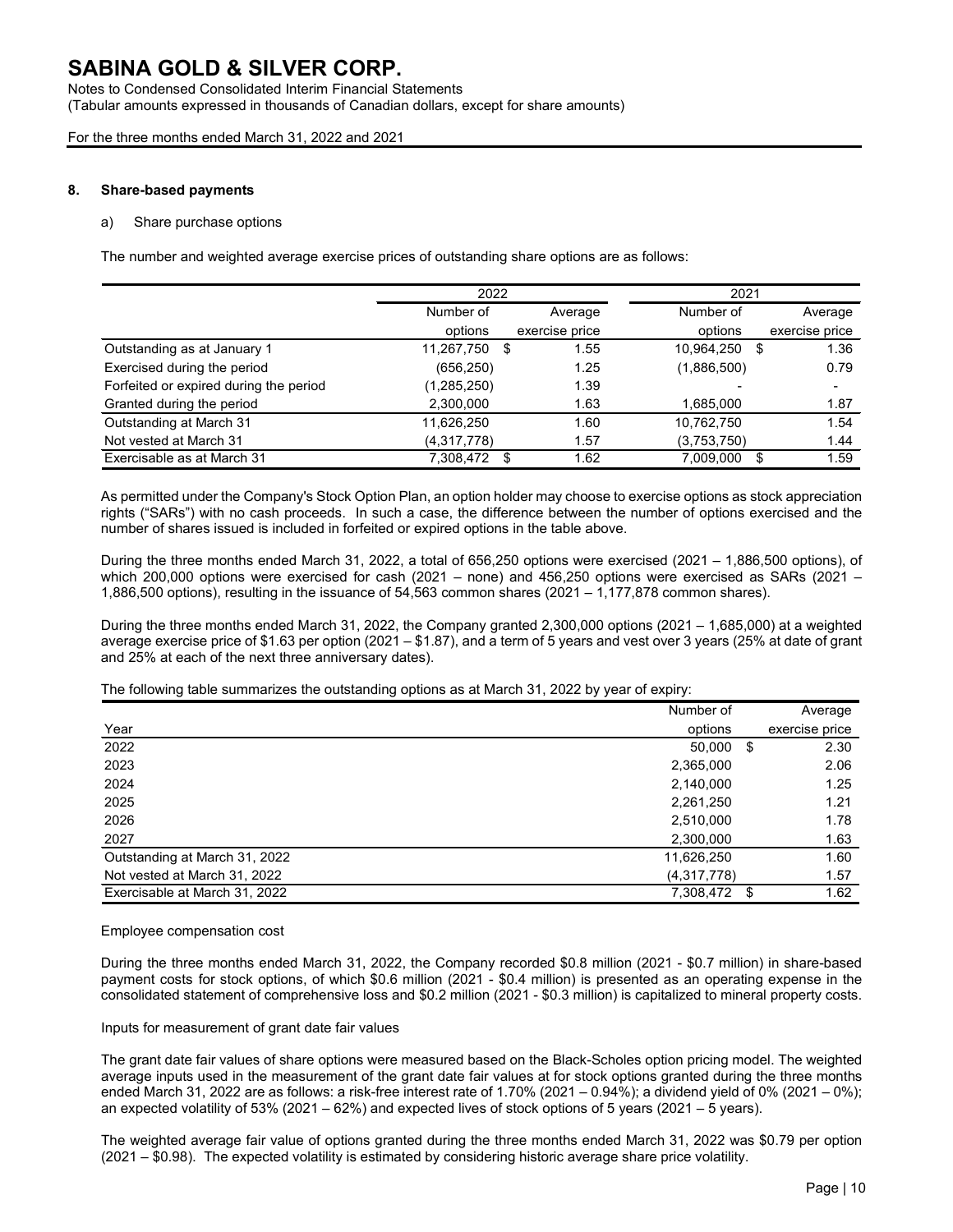## 8. Share-based payments

### a) Share purchase options

The number and weighted average exercise prices of outstanding share options are as follows:

| | 2022 | | 2021 | |
|---|---|---|---|---|
| | Number of options | Average exercise price | Number of options | Average exercise price |
| Outstanding as at January 1 | 11,267,750 | $ 1.55 | 10,964,250 | $ 1.36 |
| Exercised during the period | (656,250) | 1.25 | (1,886,500) | 0.79 |
| Forfeited or expired during the period | (1,285,250) | 1.39 | - | - |
| Granted during the period | 2,300,000 | 1.63 | 1,685,000 | 1.87 |
| Outstanding at March 31 | 11,626,250 | 1.60 | 10,762,750 | 1.54 |
| Not vested at March 31 | (4,317,778) | 1.57 | (3,753,750) | 1.44 |
| Exercisable as at March 31 | 7,308,472 | $ 1.62 | 7,009,000 | $ 1.59 |

As permitted under the Company's Stock Option Plan, an option holder may choose to exercise options as stock appreciation rights ("SARs") with no cash proceeds. In such a case, the difference between the number of options exercised and the number of shares issued is included in forfeited or expired options in the table above.

During the three months ended March 31, 2022, a total of 656,250 options were exercised (2021 – 1,886,500 options), of which 200,000 options were exercised for cash (2021 – none) and 456,250 options were exercised as SARs (2021 – 1,886,500 options), resulting in the issuance of 54,563 common shares (2021 – 1,177,878 common shares).

During the three months ended March 31, 2022, the Company granted 2,300,000 options (2021 – 1,685,000) at a weighted average exercise price of $1.63 per option (2021 – $1.87), and a term of 5 years and vest over 3 years (25% at date of grant and 25% at each of the next three anniversary dates).

The following table summarizes the outstanding options as at March 31, 2022 by year of expiry:

| Year | Number of options | Average exercise price |
|---|---|---|
| 2022 | 50,000 | $ 2.30 |
| 2023 | 2,365,000 | 2.06 |
| 2024 | 2,140,000 | 1.25 |
| 2025 | 2,261,250 | 1.21 |
| 2026 | 2,510,000 | 1.78 |
| 2027 | 2,300,000 | 1.63 |
| Outstanding at March 31, 2022 | 11,626,250 | 1.60 |
| Not vested at March 31, 2022 | (4,317,778) | 1.57 |
| Exercisable at March 31, 2022 | 7,308,472 | $ 1.62 |

Employee compensation cost

During the three months ended March 31, 2022, the Company recorded $0.8 million (2021 - $0.7 million) in share-based payment costs for stock options, of which $0.6 million (2021 - $0.4 million) is presented as an operating expense in the consolidated statement of comprehensive loss and $0.2 million (2021 - $0.3 million) is capitalized to mineral property costs.

Inputs for measurement of grant date fair values

The grant date fair values of share options were measured based on the Black-Scholes option pricing model. The weighted average inputs used in the measurement of the grant date fair values at for stock options granted during the three months ended March 31, 2022 are as follows: a risk-free interest rate of 1.70% (2021 – 0.94%); a dividend yield of 0% (2021 – 0%); an expected volatility of 53% (2021 – 62%) and expected lives of stock options of 5 years (2021 – 5 years).

The weighted average fair value of options granted during the three months ended March 31, 2022 was $0.79 per option (2021 – $0.98). The expected volatility is estimated by considering historic average share price volatility.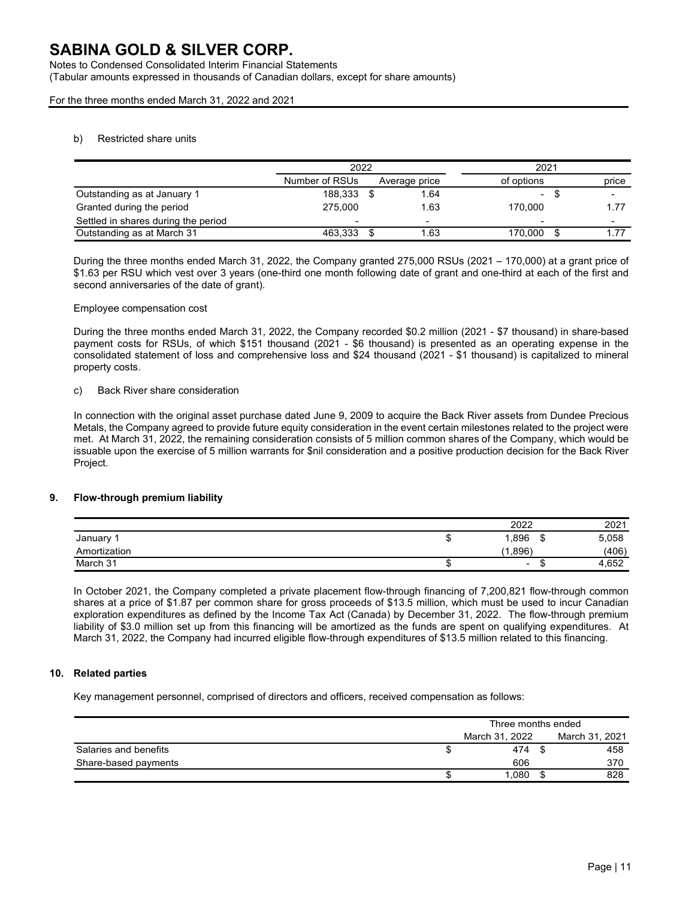b) Restricted share units

| | 2022 | | 2021 | |
|---|---|---|---|---|
| | Number of RSUs | Average price | of options | price |
| Outstanding as at January 1 | 188,333 | $ 1.64 | - | $ - |
| Granted during the period | 275,000 | 1.63 | 170,000 | 1.77 |
| Settled in shares during the period | - | - | - | - |
| Outstanding as at March 31 | 463,333 | $ 1.63 | 170,000 | $ 1.77 |

During the three months ended March 31, 2022, the Company granted 275,000 RSUs (2021 – 170,000) at a grant price of $1.63 per RSU which vest over 3 years (one-third one month following date of grant and one-third at each of the first and second anniversaries of the date of grant).

Employee compensation cost

During the three months ended March 31, 2022, the Company recorded $0.2 million (2021 - $7 thousand) in share-based payment costs for RSUs, of which $151 thousand (2021 - $6 thousand) is presented as an operating expense in the consolidated statement of loss and comprehensive loss and $24 thousand (2021 - $1 thousand) is capitalized to mineral property costs.

c) Back River share consideration

In connection with the original asset purchase dated June 9, 2009 to acquire the Back River assets from Dundee Precious Metals, the Company agreed to provide future equity consideration in the event certain milestones related to the project were met. At March 31, 2022, the remaining consideration consists of 5 million common shares of the Company, which would be issuable upon the exercise of 5 million warrants for $nil consideration and a positive production decision for the Back River Project.

## 9. Flow-through premium liability

| | 2022 | 2021 |
|---|---|---|
| January 1 | $ 1,896 | $ 5,058 |
| Amortization | (1,896) | (406) |
| March 31 | $ - | $ 4,652 |

In October 2021, the Company completed a private placement flow-through financing of 7,200,821 flow-through common shares at a price of $1.87 per common share for gross proceeds of $13.5 million, which must be used to incur Canadian exploration expenditures as defined by the Income Tax Act (Canada) by December 31, 2022. The flow-through premium liability of $3.0 million set up from this financing will be amortized as the funds are spent on qualifying expenditures. At March 31, 2022, the Company had incurred eligible flow-through expenditures of $13.5 million related to this financing.

## 10. Related parties

Key management personnel, comprised of directors and officers, received compensation as follows:

| | Three months ended | |
|---|---|---|
| | March 31, 2022 | March 31, 2021 |
| Salaries and benefits | $ 474 | $ 458 |
| Share-based payments | 606 | 370 |
| | $ 1,080 | $ 828 |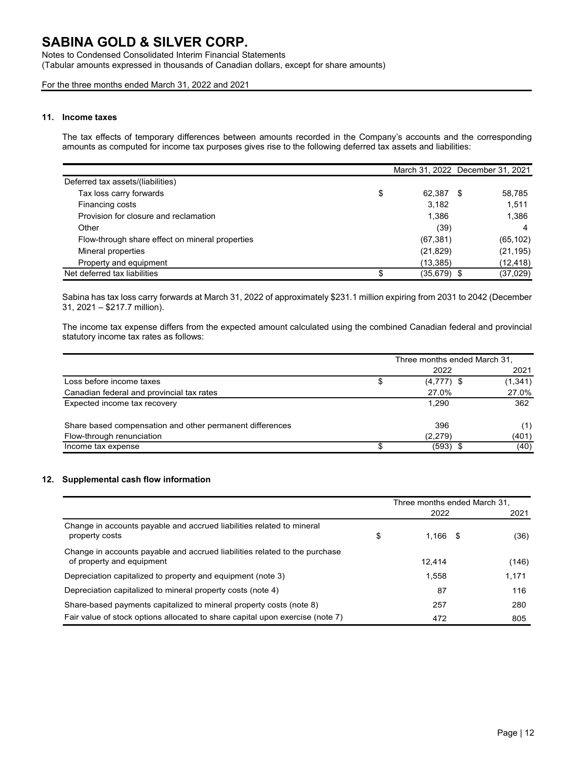# SABINA GOLD & SILVER CORP.

Notes to Condensed Consolidated Interim Financial Statements
(Tabular amounts expressed in thousands of Canadian dollars, except for share amounts)

For the three months ended March 31, 2022 and 2021

## 11. Income taxes

The tax effects of temporary differences between amounts recorded in the Company's accounts and the corresponding amounts as computed for income tax purposes gives rise to the following deferred tax assets and liabilities:

| | March 31, 2022 | December 31, 2021 |
|---|---|---|
| Deferred tax assets/(liabilities) | | |
| Tax loss carry forwards | $ 62,387 | $ 58,785 |
| Financing costs | 3,182 | 1,511 |
| Provision for closure and reclamation | 1,386 | 1,386 |
| Other | (39) | 4 |
| Flow-through share effect on mineral properties | (67,381) | (65,102) |
| Mineral properties | (21,829) | (21,195) |
| Property and equipment | (13,385) | (12,418) |
| Net deferred tax liabilities | $ (35,679) | $ (37,029) |

Sabina has tax loss carry forwards at March 31, 2022 of approximately $231.1 million expiring from 2031 to 2042 (December 31, 2021 – $217.7 million).

The income tax expense differs from the expected amount calculated using the combined Canadian federal and provincial statutory income tax rates as follows:

| | Three months ended March 31, | |
|---|---|---|
| | 2022 | 2021 |
| Loss before income taxes | $ (4,777) | $ (1,341) |
| Canadian federal and provincial tax rates | 27.0% | 27.0% |
| Expected income tax recovery | 1,290 | 362 |
| Share based compensation and other permanent differences | 396 | (1) |
| Flow-through renunciation | (2,279) | (401) |
| Income tax expense | $ (593) | $ (40) |

## 12. Supplemental cash flow information

| | Three months ended March 31, | |
|---|---|---|
| | 2022 | 2021 |
| Change in accounts payable and accrued liabilities related to mineral property costs | $ 1,166 | $ (36) |
| Change in accounts payable and accrued liabilities related to the purchase of property and equipment | 12,414 | (146) |
| Depreciation capitalized to property and equipment (note 3) | 1,558 | 1,171 |
| Depreciation capitalized to mineral property costs (note 4) | 87 | 116 |
| Share-based payments capitalized to mineral property costs (note 8) | 257 | 280 |
| Fair value of stock options allocated to share capital upon exercise (note 7) | 472 | 805 |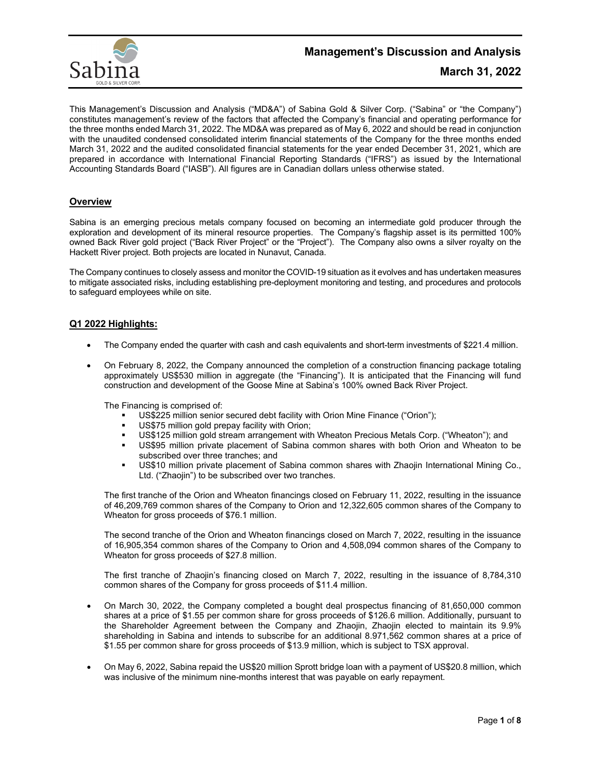# Management's Discussion and Analysis

## March 31, 2022

This Management's Discussion and Analysis ("MD&A") of Sabina Gold & Silver Corp. ("Sabina" or "the Company") constitutes management's review of the factors that affected the Company's financial and operating performance for the three months ended March 31, 2022. The MD&A was prepared as of May 6, 2022 and should be read in conjunction with the unaudited condensed consolidated interim financial statements of the Company for the three months ended March 31, 2022 and the audited consolidated financial statements for the year ended December 31, 2021, which are prepared in accordance with International Financial Reporting Standards ("IFRS") as issued by the International Accounting Standards Board ("IASB"). All figures are in Canadian dollars unless otherwise stated.

## Overview

Sabina is an emerging precious metals company focused on becoming an intermediate gold producer through the exploration and development of its mineral resource properties. The Company's flagship asset is its permitted 100% owned Back River gold project ("Back River Project" or the "Project"). The Company also owns a silver royalty on the Hackett River project. Both projects are located in Nunavut, Canada.

The Company continues to closely assess and monitor the COVID-19 situation as it evolves and has undertaken measures to mitigate associated risks, including establishing pre-deployment monitoring and testing, and procedures and protocols to safeguard employees while on site.

## Q1 2022 Highlights:

- The Company ended the quarter with cash and cash equivalents and short-term investments of $221.4 million.
- On February 8, 2022, the Company announced the completion of a construction financing package totaling approximately US$530 million in aggregate (the "Financing"). It is anticipated that the Financing will fund construction and development of the Goose Mine at Sabina's 100% owned Back River Project.

  The Financing is comprised of:
  - US$225 million senior secured debt facility with Orion Mine Finance ("Orion");
  - US$75 million gold prepay facility with Orion;
  - US$125 million gold stream arrangement with Wheaton Precious Metals Corp. ("Wheaton"); and
  - US$95 million private placement of Sabina common shares with both Orion and Wheaton to be subscribed over three tranches; and
  - US$10 million private placement of Sabina common shares with Zhaojin International Mining Co., Ltd. ("Zhaojin") to be subscribed over two tranches.

  The first tranche of the Orion and Wheaton financings closed on February 11, 2022, resulting in the issuance of 46,209,769 common shares of the Company to Orion and 12,322,605 common shares of the Company to Wheaton for gross proceeds of $76.1 million.

  The second tranche of the Orion and Wheaton financings closed on March 7, 2022, resulting in the issuance of 16,905,354 common shares of the Company to Orion and 4,508,094 common shares of the Company to Wheaton for gross proceeds of $27.8 million.

  The first tranche of Zhaojin's financing closed on March 7, 2022, resulting in the issuance of 8,784,310 common shares of the Company for gross proceeds of $11.4 million.

- On March 30, 2022, the Company completed a bought deal prospectus financing of 81,650,000 common shares at a price of $1.55 per common share for gross proceeds of $126.6 million. Additionally, pursuant to the Shareholder Agreement between the Company and Zhaojin, Zhaojin elected to maintain its 9.9% shareholding in Sabina and intends to subscribe for an additional 8.971,562 common shares at a price of $1.55 per common share for gross proceeds of $13.9 million, which is subject to TSX approval.
- On May 6, 2022, Sabina repaid the US$20 million Sprott bridge loan with a payment of US$20.8 million, which was inclusive of the minimum nine-months interest that was payable on early repayment.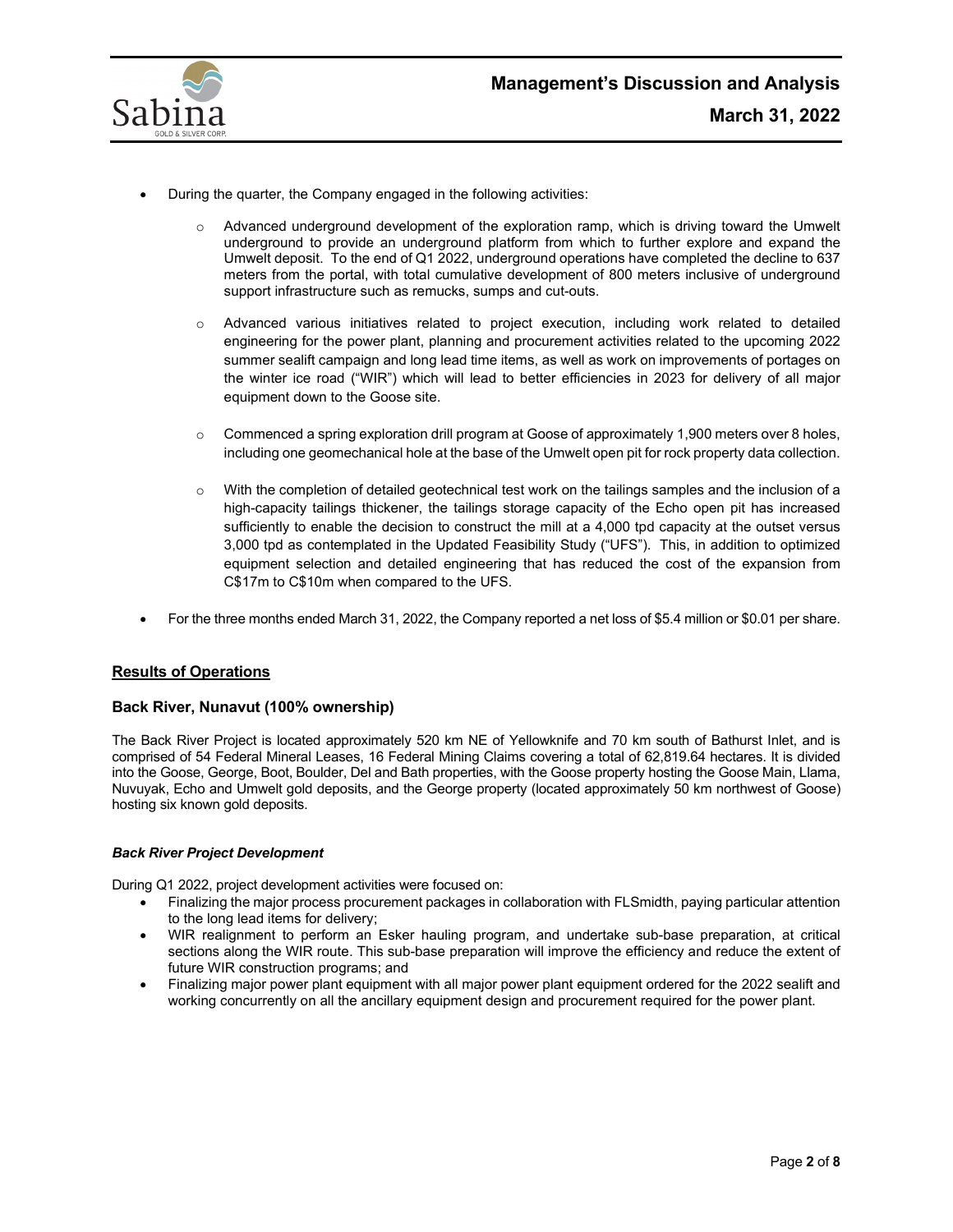- During the quarter, the Company engaged in the following activities:
  - Advanced underground development of the exploration ramp, which is driving toward the Umwelt underground to provide an underground platform from which to further explore and expand the Umwelt deposit. To the end of Q1 2022, underground operations have completed the decline to 637 meters from the portal, with total cumulative development of 800 meters inclusive of underground support infrastructure such as remucks, sumps and cut-outs.
  - Advanced various initiatives related to project execution, including work related to detailed engineering for the power plant, planning and procurement activities related to the upcoming 2022 summer sealift campaign and long lead time items, as well as work on improvements of portages on the winter ice road ("WIR") which will lead to better efficiencies in 2023 for delivery of all major equipment down to the Goose site.
  - Commenced a spring exploration drill program at Goose of approximately 1,900 meters over 8 holes, including one geomechanical hole at the base of the Umwelt open pit for rock property data collection.
  - With the completion of detailed geotechnical test work on the tailings samples and the inclusion of a high-capacity tailings thickener, the tailings storage capacity of the Echo open pit has increased sufficiently to enable the decision to construct the mill at a 4,000 tpd capacity at the outset versus 3,000 tpd as contemplated in the Updated Feasibility Study ("UFS"). This, in addition to optimized equipment selection and detailed engineering that has reduced the cost of the expansion from C$17m to C$10m when compared to the UFS.
- For the three months ended March 31, 2022, the Company reported a net loss of $5.4 million or $0.01 per share.

## Results of Operations

### Back River, Nunavut (100% ownership)

The Back River Project is located approximately 520 km NE of Yellowknife and 70 km south of Bathurst Inlet, and is comprised of 54 Federal Mineral Leases, 16 Federal Mining Claims covering a total of 62,819.64 hectares. It is divided into the Goose, George, Boot, Boulder, Del and Bath properties, with the Goose property hosting the Goose Main, Llama, Nuvuyak, Echo and Umwelt gold deposits, and the George property (located approximately 50 km northwest of Goose) hosting six known gold deposits.

#### *Back River Project Development*

During Q1 2022, project development activities were focused on:

- Finalizing the major process procurement packages in collaboration with FLSmidth, paying particular attention to the long lead items for delivery;
- WIR realignment to perform an Esker hauling program, and undertake sub-base preparation, at critical sections along the WIR route. This sub-base preparation will improve the efficiency and reduce the extent of future WIR construction programs; and
- Finalizing major power plant equipment with all major power plant equipment ordered for the 2022 sealift and working concurrently on all the ancillary equipment design and procurement required for the power plant.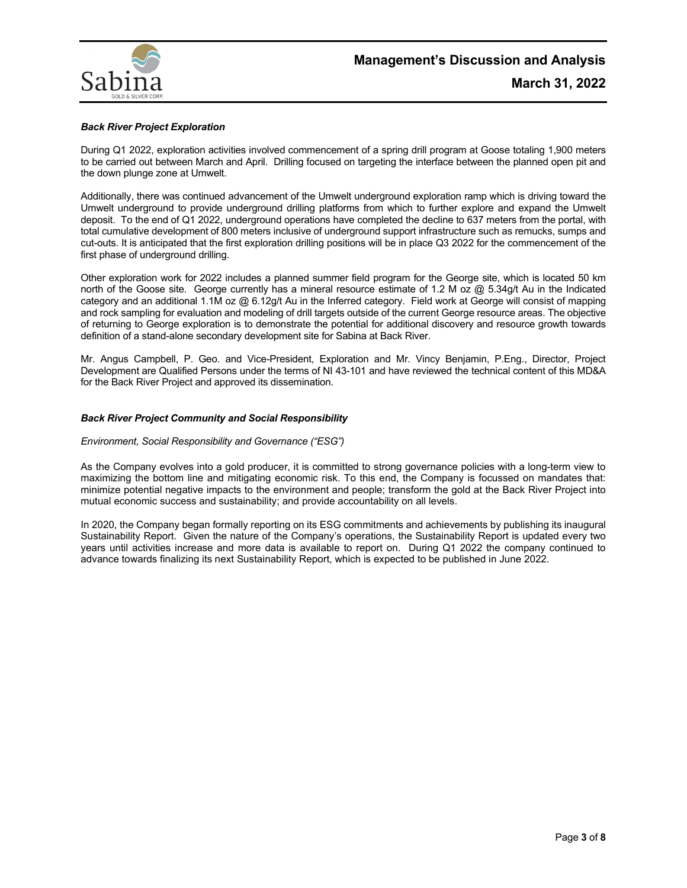### *Back River Project Exploration*

During Q1 2022, exploration activities involved commencement of a spring drill program at Goose totaling 1,900 meters to be carried out between March and April. Drilling focused on targeting the interface between the planned open pit and the down plunge zone at Umwelt.

Additionally, there was continued advancement of the Umwelt underground exploration ramp which is driving toward the Umwelt underground to provide underground drilling platforms from which to further explore and expand the Umwelt deposit. To the end of Q1 2022, underground operations have completed the decline to 637 meters from the portal, with total cumulative development of 800 meters inclusive of underground support infrastructure such as remucks, sumps and cut-outs. It is anticipated that the first exploration drilling positions will be in place Q3 2022 for the commencement of the first phase of underground drilling.

Other exploration work for 2022 includes a planned summer field program for the George site, which is located 50 km north of the Goose site. George currently has a mineral resource estimate of 1.2 M oz @ 5.34g/t Au in the Indicated category and an additional 1.1M oz @ 6.12g/t Au in the Inferred category. Field work at George will consist of mapping and rock sampling for evaluation and modeling of drill targets outside of the current George resource areas. The objective of returning to George exploration is to demonstrate the potential for additional discovery and resource growth towards definition of a stand-alone secondary development site for Sabina at Back River.

Mr. Angus Campbell, P. Geo. and Vice-President, Exploration and Mr. Vincy Benjamin, P.Eng., Director, Project Development are Qualified Persons under the terms of NI 43-101 and have reviewed the technical content of this MD&A for the Back River Project and approved its dissemination.

### *Back River Project Community and Social Responsibility*

*Environment, Social Responsibility and Governance ("ESG")*

As the Company evolves into a gold producer, it is committed to strong governance policies with a long-term view to maximizing the bottom line and mitigating economic risk. To this end, the Company is focussed on mandates that: minimize potential negative impacts to the environment and people; transform the gold at the Back River Project into mutual economic success and sustainability; and provide accountability on all levels.

In 2020, the Company began formally reporting on its ESG commitments and achievements by publishing its inaugural Sustainability Report. Given the nature of the Company's operations, the Sustainability Report is updated every two years until activities increase and more data is available to report on. During Q1 2022 the company continued to advance towards finalizing its next Sustainability Report, which is expected to be published in June 2022.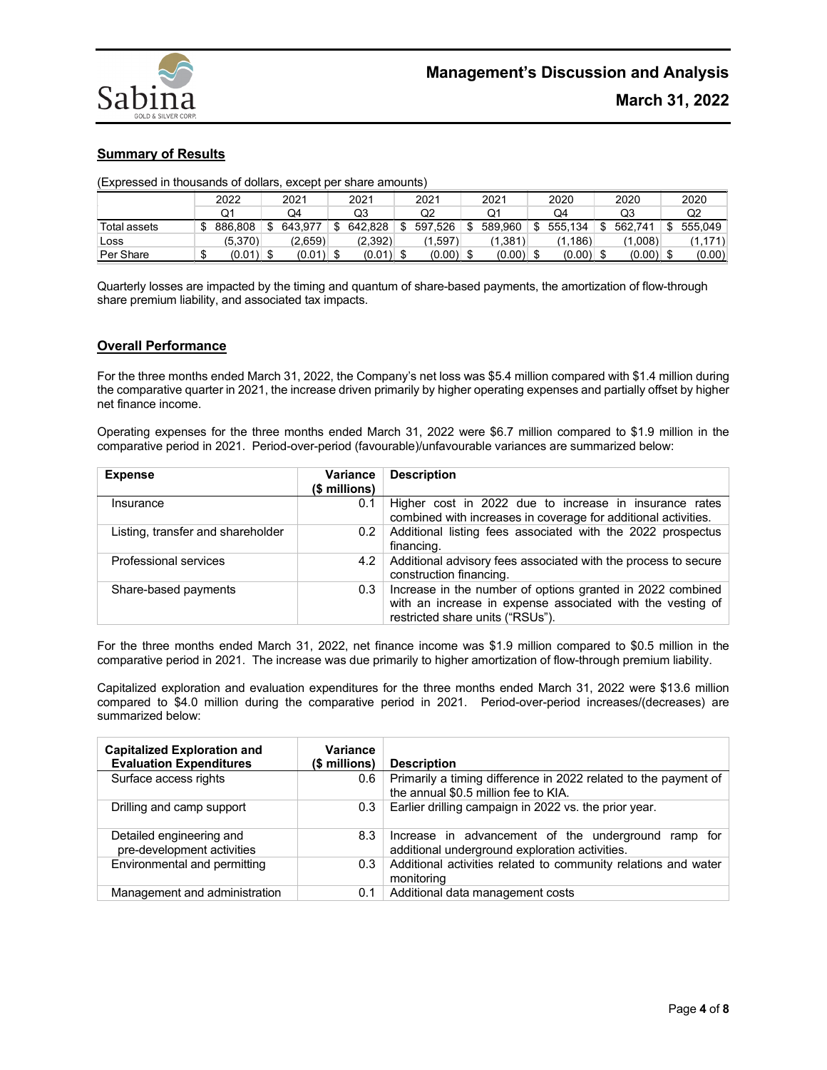## Summary of Results

(Expressed in thousands of dollars, except per share amounts)

| | 2022 | 2021 | 2021 | 2021 | 2021 | 2020 | 2020 | 2020 |
|---|---|---|---|---|---|---|---|---|
| | Q1 | Q4 | Q3 | Q2 | Q1 | Q4 | Q3 | Q2 |
| Total assets | $ 886,808 | $ 643,977 | $ 642,828 | $ 597,526 | $ 589,960 | $ 555,134 | $ 562,741 | $ 555,049 |
| Loss | (5,370) | (2,659) | (2,392) | (1,597) | (1,381) | (1,186) | (1,008) | (1,171) |
| Per Share | $ (0.01) | $ (0.01) | $ (0.01) | $ (0.00) | $ (0.00) | $ (0.00) | $ (0.00) | $ (0.00) |

Quarterly losses are impacted by the timing and quantum of share-based payments, the amortization of flow-through share premium liability, and associated tax impacts.

## Overall Performance

For the three months ended March 31, 2022, the Company's net loss was $5.4 million compared with $1.4 million during the comparative quarter in 2021, the increase driven primarily by higher operating expenses and partially offset by higher net finance income.

Operating expenses for the three months ended March 31, 2022 were $6.7 million compared to $1.9 million in the comparative period in 2021. Period-over-period (favourable)/unfavourable variances are summarized below:

| Expense | Variance ($ millions) | Description |
|---|---|---|
| Insurance | 0.1 | Higher cost in 2022 due to increase in insurance rates combined with increases in coverage for additional activities. |
| Listing, transfer and shareholder | 0.2 | Additional listing fees associated with the 2022 prospectus financing. |
| Professional services | 4.2 | Additional advisory fees associated with the process to secure construction financing. |
| Share-based payments | 0.3 | Increase in the number of options granted in 2022 combined with an increase in expense associated with the vesting of restricted share units ("RSUs"). |

For the three months ended March 31, 2022, net finance income was $1.9 million compared to $0.5 million in the comparative period in 2021. The increase was due primarily to higher amortization of flow-through premium liability.

Capitalized exploration and evaluation expenditures for the three months ended March 31, 2022 were $13.6 million compared to $4.0 million during the comparative period in 2021. Period-over-period increases/(decreases) are summarized below:

| Capitalized Exploration and Evaluation Expenditures | Variance ($ millions) | Description |
|---|---|---|
| Surface access rights | 0.6 | Primarily a timing difference in 2022 related to the payment of the annual $0.5 million fee to KIA. |
| Drilling and camp support | 0.3 | Earlier drilling campaign in 2022 vs. the prior year. |
| Detailed engineering and pre-development activities | 8.3 | Increase in advancement of the underground ramp for additional underground exploration activities. |
| Environmental and permitting | 0.3 | Additional activities related to community relations and water monitoring |
| Management and administration | 0.1 | Additional data management costs |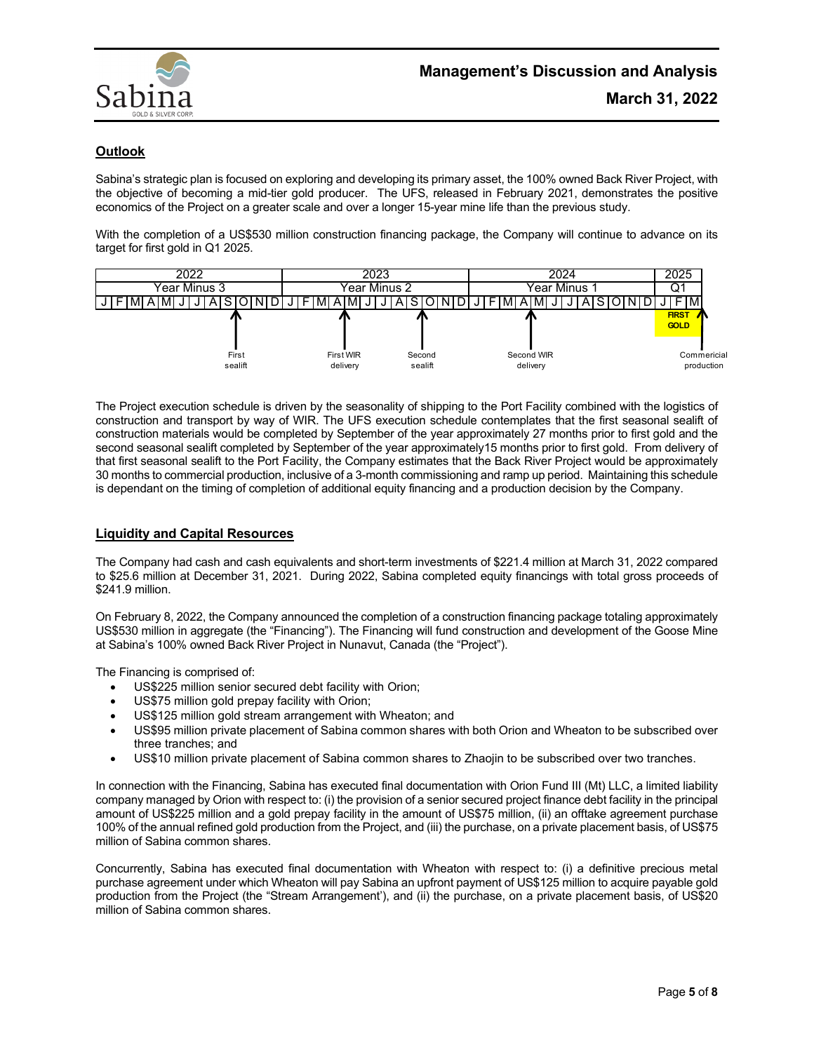## Outlook

Sabina's strategic plan is focused on exploring and developing its primary asset, the 100% owned Back River Project, with the objective of becoming a mid-tier gold producer. The UFS, released in February 2021, demonstrates the positive economics of the Project on a greater scale and over a longer 15-year mine life than the previous study.

With the completion of a US$530 million construction financing package, the Company will continue to advance on its target for first gold in Q1 2025.

| 2022 | | | | | | | | | | | | 2023 | | | | | | | | | | | | 2024 | | | | | | | | | | | | 2025 | | |
|---|---|---|---|---|---|---|---|---|---|---|---|---|---|---|---|---|---|---|---|---|---|---|---|---|---|---|---|---|---|---|---|---|---|---|---|---|---|---|
| Year Minus 3 | | | | | | | | | | | | Year Minus 2 | | | | | | | | | | | | Year Minus 1 | | | | | | | | | | | | Q1 | | |
| J | F | M | A | M | J | J | A | S | O | N | D | J | F | M | A | M | J | J | A | S | O | N | D | J | F | M | A | M | J | J | A | S | O | N | D | J | F | M |
| | | | | | | | | First sealift | | | | | | First WIR delivery | | | | | | Second sealift | | | | | | | | | | | | | | | | FIRST GOLD | | Commercial production |

Second WIR delivery: March 2024.

The Project execution schedule is driven by the seasonality of shipping to the Port Facility combined with the logistics of construction and transport by way of WIR. The UFS execution schedule contemplates that the first seasonal sealift of construction materials would be completed by September of the year approximately 27 months prior to first gold and the second seasonal sealift completed by September of the year approximately15 months prior to first gold. From delivery of that first seasonal sealift to the Port Facility, the Company estimates that the Back River Project would be approximately 30 months to commercial production, inclusive of a 3-month commissioning and ramp up period. Maintaining this schedule is dependant on the timing of completion of additional equity financing and a production decision by the Company.

## Liquidity and Capital Resources

The Company had cash and cash equivalents and short-term investments of $221.4 million at March 31, 2022 compared to $25.6 million at December 31, 2021. During 2022, Sabina completed equity financings with total gross proceeds of $241.9 million.

On February 8, 2022, the Company announced the completion of a construction financing package totaling approximately US$530 million in aggregate (the "Financing"). The Financing will fund construction and development of the Goose Mine at Sabina's 100% owned Back River Project in Nunavut, Canada (the "Project").

The Financing is comprised of:

- US$225 million senior secured debt facility with Orion;
- US$75 million gold prepay facility with Orion;
- US$125 million gold stream arrangement with Wheaton; and
- US$95 million private placement of Sabina common shares with both Orion and Wheaton to be subscribed over three tranches; and
- US$10 million private placement of Sabina common shares to Zhaojin to be subscribed over two tranches.

In connection with the Financing, Sabina has executed final documentation with Orion Fund III (Mt) LLC, a limited liability company managed by Orion with respect to: (i) the provision of a senior secured project finance debt facility in the principal amount of US$225 million and a gold prepay facility in the amount of US$75 million, (ii) an offtake agreement purchase 100% of the annual refined gold production from the Project, and (iii) the purchase, on a private placement basis, of US$75 million of Sabina common shares.

Concurrently, Sabina has executed final documentation with Wheaton with respect to: (i) a definitive precious metal purchase agreement under which Wheaton will pay Sabina an upfront payment of US$125 million to acquire payable gold production from the Project (the "Stream Arrangement'), and (ii) the purchase, on a private placement basis, of US$20 million of Sabina common shares.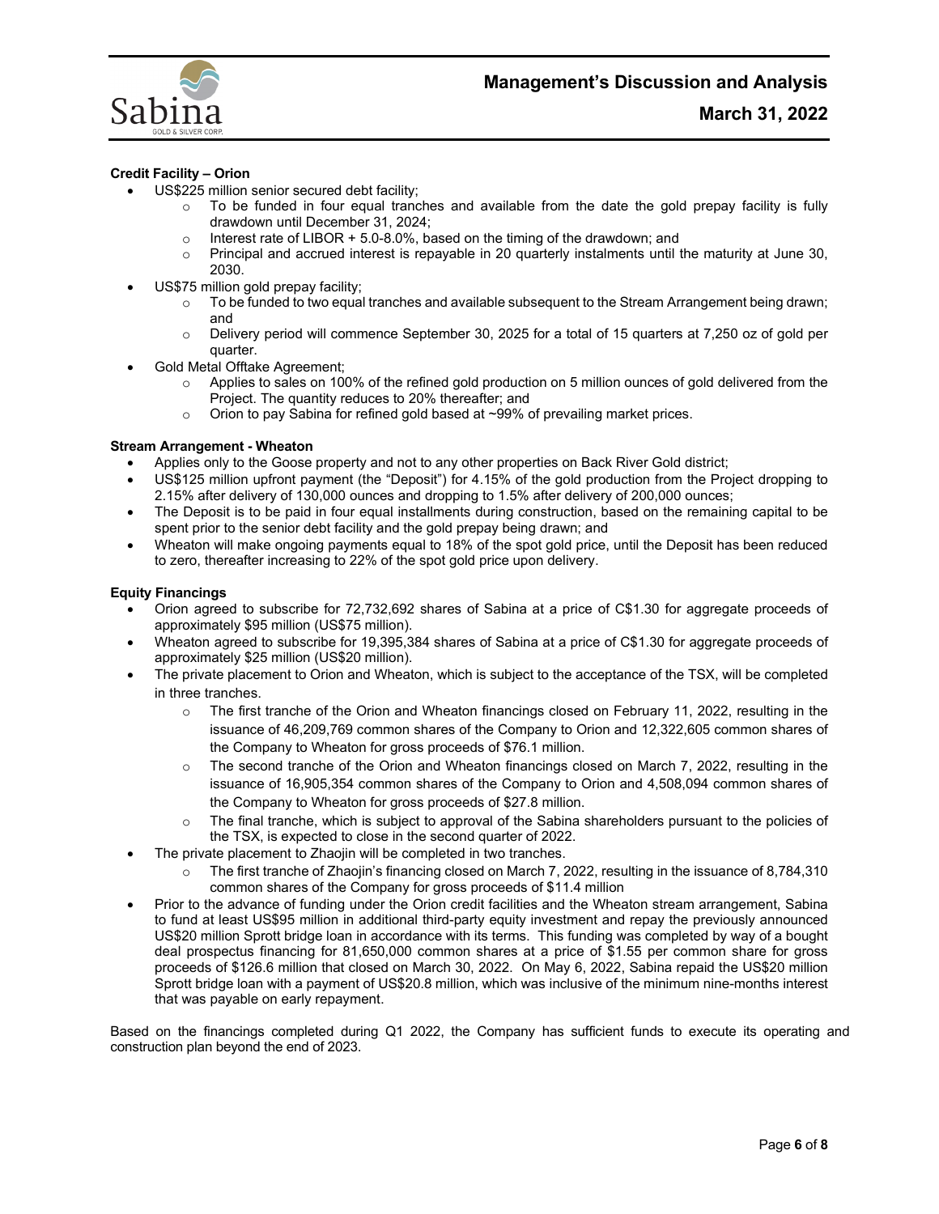**Credit Facility – Orion**

- US$225 million senior secured debt facility;
  - To be funded in four equal tranches and available from the date the gold prepay facility is fully drawdown until December 31, 2024;
  - Interest rate of LIBOR + 5.0-8.0%, based on the timing of the drawdown; and
  - Principal and accrued interest is repayable in 20 quarterly instalments until the maturity at June 30, 2030.
- US$75 million gold prepay facility;
  - To be funded to two equal tranches and available subsequent to the Stream Arrangement being drawn; and
  - Delivery period will commence September 30, 2025 for a total of 15 quarters at 7,250 oz of gold per quarter.
- Gold Metal Offtake Agreement;
  - Applies to sales on 100% of the refined gold production on 5 million ounces of gold delivered from the Project. The quantity reduces to 20% thereafter; and
  - Orion to pay Sabina for refined gold based at ~99% of prevailing market prices.

**Stream Arrangement - Wheaton**

- Applies only to the Goose property and not to any other properties on Back River Gold district;
- US$125 million upfront payment (the "Deposit") for 4.15% of the gold production from the Project dropping to 2.15% after delivery of 130,000 ounces and dropping to 1.5% after delivery of 200,000 ounces;
- The Deposit is to be paid in four equal installments during construction, based on the remaining capital to be spent prior to the senior debt facility and the gold prepay being drawn; and
- Wheaton will make ongoing payments equal to 18% of the spot gold price, until the Deposit has been reduced to zero, thereafter increasing to 22% of the spot gold price upon delivery.

**Equity Financings**

- Orion agreed to subscribe for 72,732,692 shares of Sabina at a price of C$1.30 for aggregate proceeds of approximately $95 million (US$75 million).
- Wheaton agreed to subscribe for 19,395,384 shares of Sabina at a price of C$1.30 for aggregate proceeds of approximately $25 million (US$20 million).
- The private placement to Orion and Wheaton, which is subject to the acceptance of the TSX, will be completed in three tranches.
  - The first tranche of the Orion and Wheaton financings closed on February 11, 2022, resulting in the issuance of 46,209,769 common shares of the Company to Orion and 12,322,605 common shares of the Company to Wheaton for gross proceeds of $76.1 million.
  - The second tranche of the Orion and Wheaton financings closed on March 7, 2022, resulting in the issuance of 16,905,354 common shares of the Company to Orion and 4,508,094 common shares of the Company to Wheaton for gross proceeds of $27.8 million.
  - The final tranche, which is subject to approval of the Sabina shareholders pursuant to the policies of the TSX, is expected to close in the second quarter of 2022.
- The private placement to Zhaojin will be completed in two tranches.
  - The first tranche of Zhaojin's financing closed on March 7, 2022, resulting in the issuance of 8,784,310 common shares of the Company for gross proceeds of $11.4 million
- Prior to the advance of funding under the Orion credit facilities and the Wheaton stream arrangement, Sabina to fund at least US$95 million in additional third-party equity investment and repay the previously announced US$20 million Sprott bridge loan in accordance with its terms. This funding was completed by way of a bought deal prospectus financing for 81,650,000 common shares at a price of $1.55 per common share for gross proceeds of $126.6 million that closed on March 30, 2022. On May 6, 2022, Sabina repaid the US$20 million Sprott bridge loan with a payment of US$20.8 million, which was inclusive of the minimum nine-months interest that was payable on early repayment.

Based on the financings completed during Q1 2022, the Company has sufficient funds to execute its operating and construction plan beyond the end of 2023.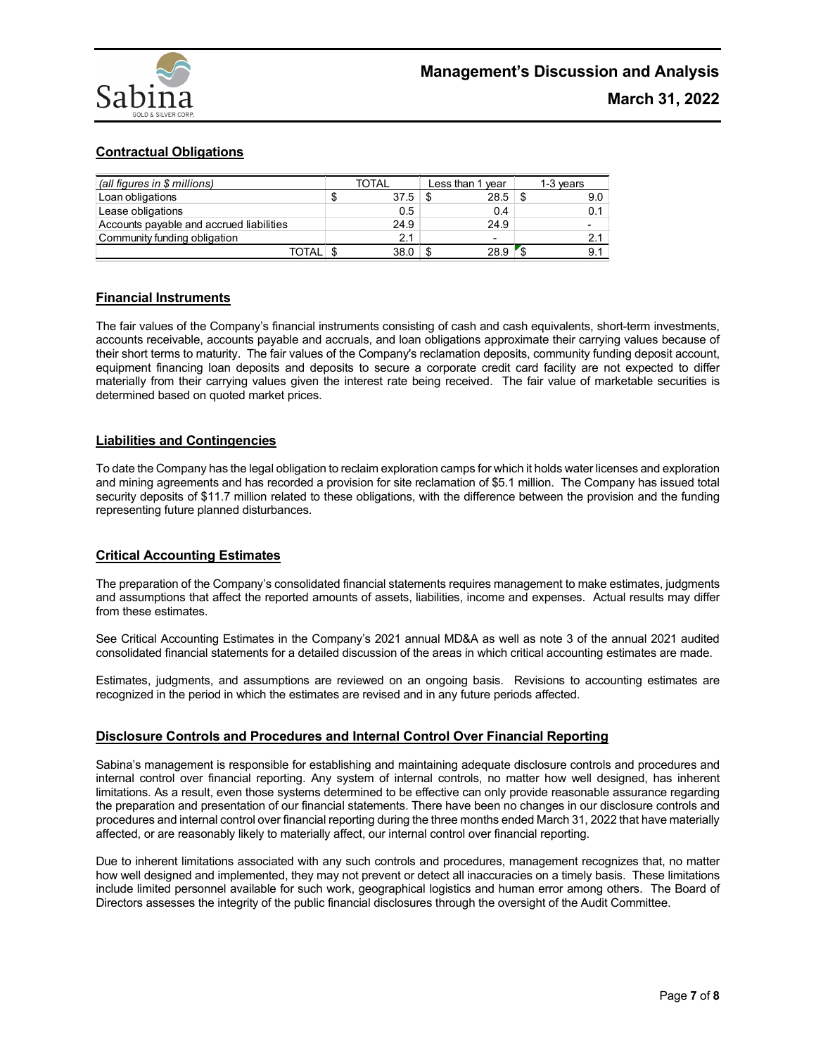## Contractual Obligations

| *(all figures in $ millions)* | TOTAL | Less than 1 year | 1-3 years |
|---|---|---|---|
| Loan obligations | $ 37.5 | $ 28.5 | $ 9.0 |
| Lease obligations | 0.5 | 0.4 | 0.1 |
| Accounts payable and accrued liabilities | 24.9 | 24.9 | - |
| Community funding obligation | 2.1 | - | 2.1 |
| TOTAL | $ 38.0 | $ 28.9 | $ 9.1 |

## Financial Instruments

The fair values of the Company's financial instruments consisting of cash and cash equivalents, short-term investments, accounts receivable, accounts payable and accruals, and loan obligations approximate their carrying values because of their short terms to maturity. The fair values of the Company's reclamation deposits, community funding deposit account, equipment financing loan deposits and deposits to secure a corporate credit card facility are not expected to differ materially from their carrying values given the interest rate being received. The fair value of marketable securities is determined based on quoted market prices.

## Liabilities and Contingencies

To date the Company has the legal obligation to reclaim exploration camps for which it holds water licenses and exploration and mining agreements and has recorded a provision for site reclamation of $5.1 million. The Company has issued total security deposits of $11.7 million related to these obligations, with the difference between the provision and the funding representing future planned disturbances.

## Critical Accounting Estimates

The preparation of the Company's consolidated financial statements requires management to make estimates, judgments and assumptions that affect the reported amounts of assets, liabilities, income and expenses. Actual results may differ from these estimates.

See Critical Accounting Estimates in the Company's 2021 annual MD&A as well as note 3 of the annual 2021 audited consolidated financial statements for a detailed discussion of the areas in which critical accounting estimates are made.

Estimates, judgments, and assumptions are reviewed on an ongoing basis. Revisions to accounting estimates are recognized in the period in which the estimates are revised and in any future periods affected.

## Disclosure Controls and Procedures and Internal Control Over Financial Reporting

Sabina's management is responsible for establishing and maintaining adequate disclosure controls and procedures and internal control over financial reporting. Any system of internal controls, no matter how well designed, has inherent limitations. As a result, even those systems determined to be effective can only provide reasonable assurance regarding the preparation and presentation of our financial statements. There have been no changes in our disclosure controls and procedures and internal control over financial reporting during the three months ended March 31, 2022 that have materially affected, or are reasonably likely to materially affect, our internal control over financial reporting.

Due to inherent limitations associated with any such controls and procedures, management recognizes that, no matter how well designed and implemented, they may not prevent or detect all inaccuracies on a timely basis. These limitations include limited personnel available for such work, geographical logistics and human error among others. The Board of Directors assesses the integrity of the public financial disclosures through the oversight of the Audit Committee.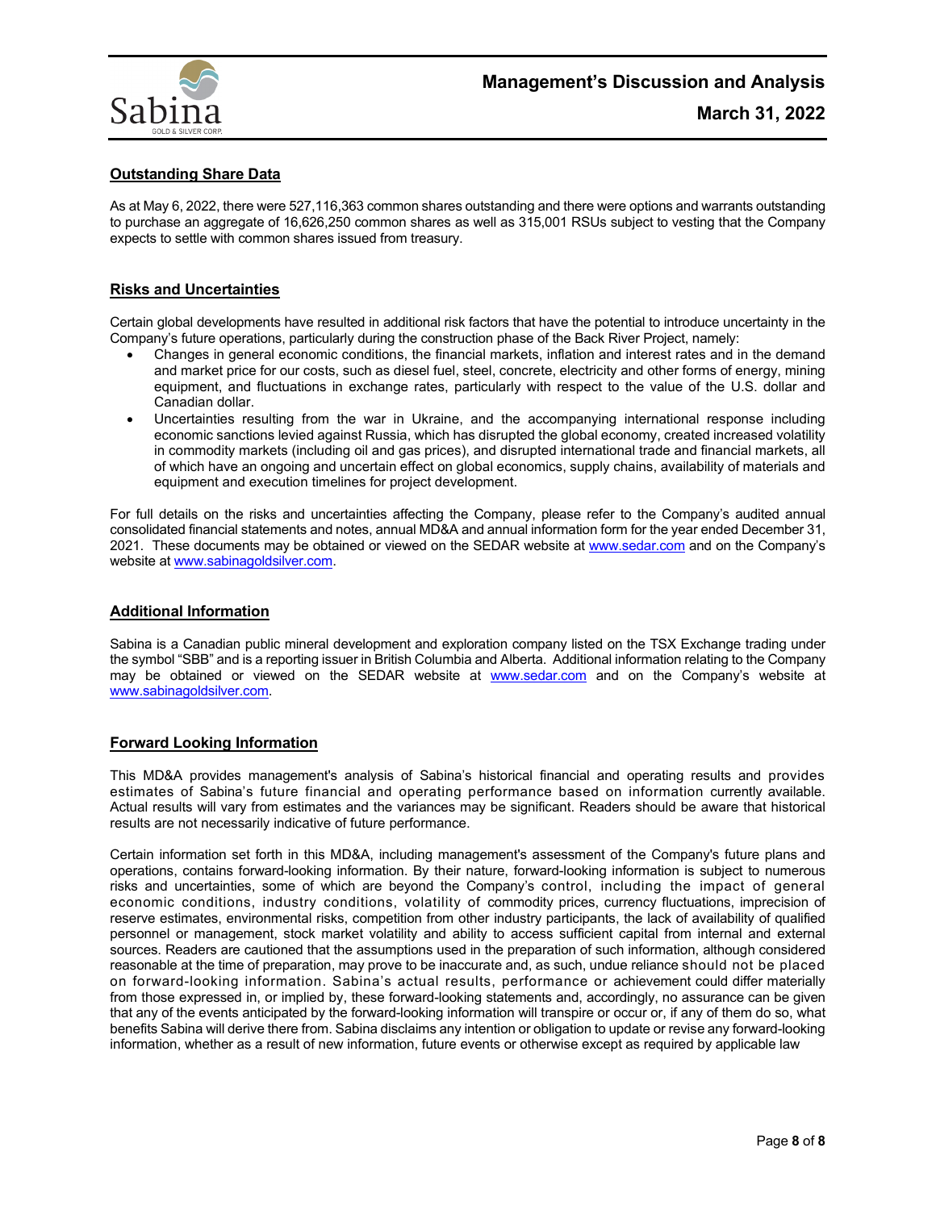## Outstanding Share Data

As at May 6, 2022, there were 527,116,363 common shares outstanding and there were options and warrants outstanding to purchase an aggregate of 16,626,250 common shares as well as 315,001 RSUs subject to vesting that the Company expects to settle with common shares issued from treasury.

## Risks and Uncertainties

Certain global developments have resulted in additional risk factors that have the potential to introduce uncertainty in the Company's future operations, particularly during the construction phase of the Back River Project, namely:

- Changes in general economic conditions, the financial markets, inflation and interest rates and in the demand and market price for our costs, such as diesel fuel, steel, concrete, electricity and other forms of energy, mining equipment, and fluctuations in exchange rates, particularly with respect to the value of the U.S. dollar and Canadian dollar.
- Uncertainties resulting from the war in Ukraine, and the accompanying international response including economic sanctions levied against Russia, which has disrupted the global economy, created increased volatility in commodity markets (including oil and gas prices), and disrupted international trade and financial markets, all of which have an ongoing and uncertain effect on global economics, supply chains, availability of materials and equipment and execution timelines for project development.

For full details on the risks and uncertainties affecting the Company, please refer to the Company's audited annual consolidated financial statements and notes, annual MD&A and annual information form for the year ended December 31, 2021. These documents may be obtained or viewed on the SEDAR website at www.sedar.com and on the Company's website at www.sabinagoldsilver.com.

## Additional Information

Sabina is a Canadian public mineral development and exploration company listed on the TSX Exchange trading under the symbol "SBB" and is a reporting issuer in British Columbia and Alberta. Additional information relating to the Company may be obtained or viewed on the SEDAR website at www.sedar.com and on the Company's website at www.sabinagoldsilver.com.

## Forward Looking Information

This MD&A provides management's analysis of Sabina's historical financial and operating results and provides estimates of Sabina's future financial and operating performance based on information currently available. Actual results will vary from estimates and the variances may be significant. Readers should be aware that historical results are not necessarily indicative of future performance.

Certain information set forth in this MD&A, including management's assessment of the Company's future plans and operations, contains forward-looking information. By their nature, forward-looking information is subject to numerous risks and uncertainties, some of which are beyond the Company's control, including the impact of general economic conditions, industry conditions, volatility of commodity prices, currency fluctuations, imprecision of reserve estimates, environmental risks, competition from other industry participants, the lack of availability of qualified personnel or management, stock market volatility and ability to access sufficient capital from internal and external sources. Readers are cautioned that the assumptions used in the preparation of such information, although considered reasonable at the time of preparation, may prove to be inaccurate and, as such, undue reliance should not be placed on forward-looking information. Sabina's actual results, performance or achievement could differ materially from those expressed in, or implied by, these forward-looking statements and, accordingly, no assurance can be given that any of the events anticipated by the forward-looking information will transpire or occur or, if any of them do so, what benefits Sabina will derive there from. Sabina disclaims any intention or obligation to update or revise any forward-looking information, whether as a result of new information, future events or otherwise except as required by applicable law